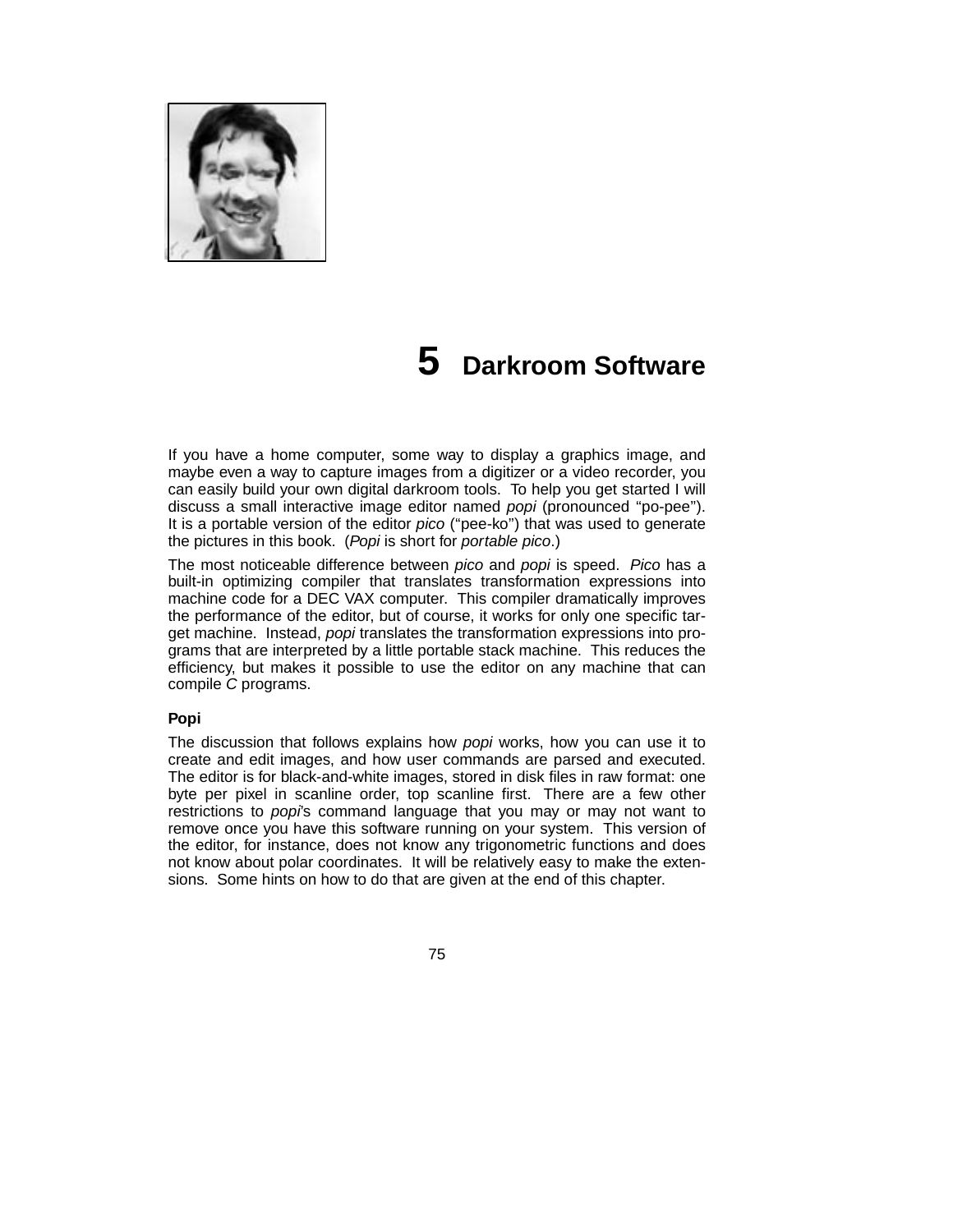# 5 Darkroom Software

If you have a home computer, some way to display a graphics image, and maybe even a way to capture images from a digitizer or a video recorder, you can easily build your own digital darkroom tools. To help you get started I will discuss a small interactive image editor named *popi* (pronounced "po-pee"). It is a portable version of the editor *pico* ("pee-ko") that was used to generate the pictures in this book. (*Popi* is short for *portable pico*.)

The most noticeable difference between *pico* and *popi* is speed. *Pico* has a built-in optimizing compiler that translates transformation expressions into machine code for a DEC VAX computer. This compiler dramatically improves the performance of the editor, but of course, it works for only one specific target machine. Instead, *popi* translates the transformation expressions into programs that are interpreted by a little portable stack machine. This reduces the efficiency, but makes it possible to use the editor on any machine that can compile *C* programs.

### Popi

The discussion that follows explains how *popi* works, how you can use it to create and edit images, and how user commands are parsed and executed. The editor is for black-and-white images, stored in disk files in raw format: one byte per pixel in scanline order, top scanline first. There are a few other restrictions to *popi*'s command language that you may or may not want to remove once you have this software running on your system. This version of the editor, for instance, does not know any trigonometric functions and does not know about polar coordinates. It will be relatively easy to make the extensions. Some hints on how to do that are given at the end of this chapter.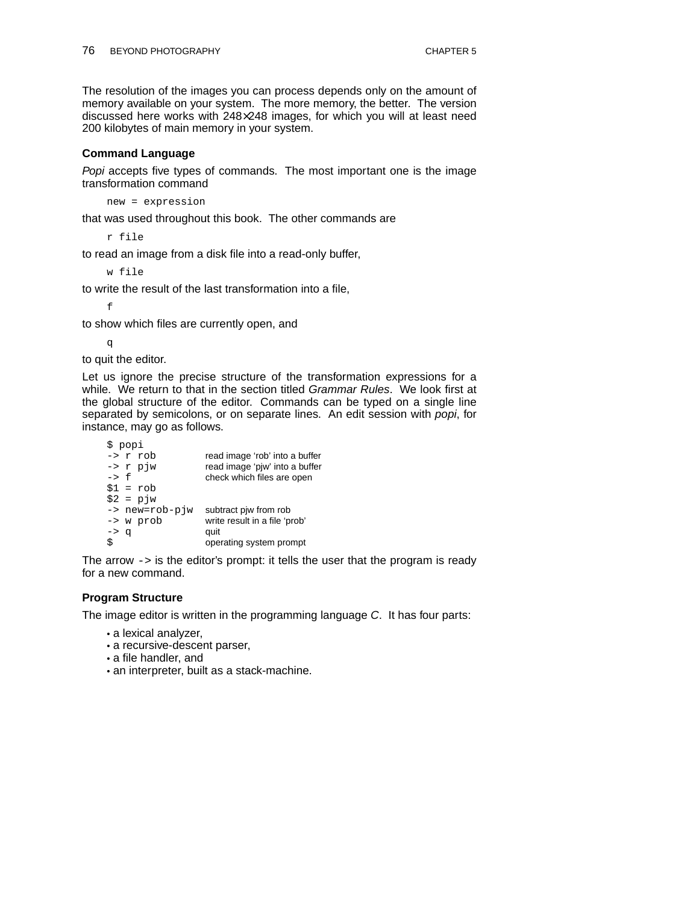The resolution of the images you can process depends only on the amount of memory available on your system. The more memory, the better. The version discussed here works with 248×248 images, for which you will at least need 200 kilobytes of main memory in your system.

### Command Language

*Popi* accepts five types of commands. The most important one is the image transformation command

```
new = expression
```

that was used throughout this book. The other commands are

```
r file
```

to read an image from a disk file into a read-only buffer,

```
w file
```

to write the result of the last transformation into a file,

```
f
```

to show which files are currently open, and

```
q
```

to quit the editor.

Let us ignore the precise structure of the transformation expressions for a while. We return to that in the section titled *Grammar Rules*. We look first at the global structure of the editor. Commands can be typed on a single line separated by semicolons, or on separate lines. An edit session with *popi*, for instance, may go as follows.

```
$ popi
-> r rob          read image 'rob' into a buffer
-> r pjw          read image 'pjw' into a buffer
-> f              check which files are open
$1 = rob
$2 = pjw
-> new=rob-pjw    subtract pjw from rob
-> w prob         write result in a file 'prob'
-> q              quit
$                 operating system prompt
```

The arrow `->` is the editor's prompt: it tells the user that the program is ready for a new command.

### Program Structure

The image editor is written in the programming language *C*. It has four parts:

- a lexical analyzer,
- a recursive-descent parser,
- a file handler, and
- an interpreter, built as a stack-machine.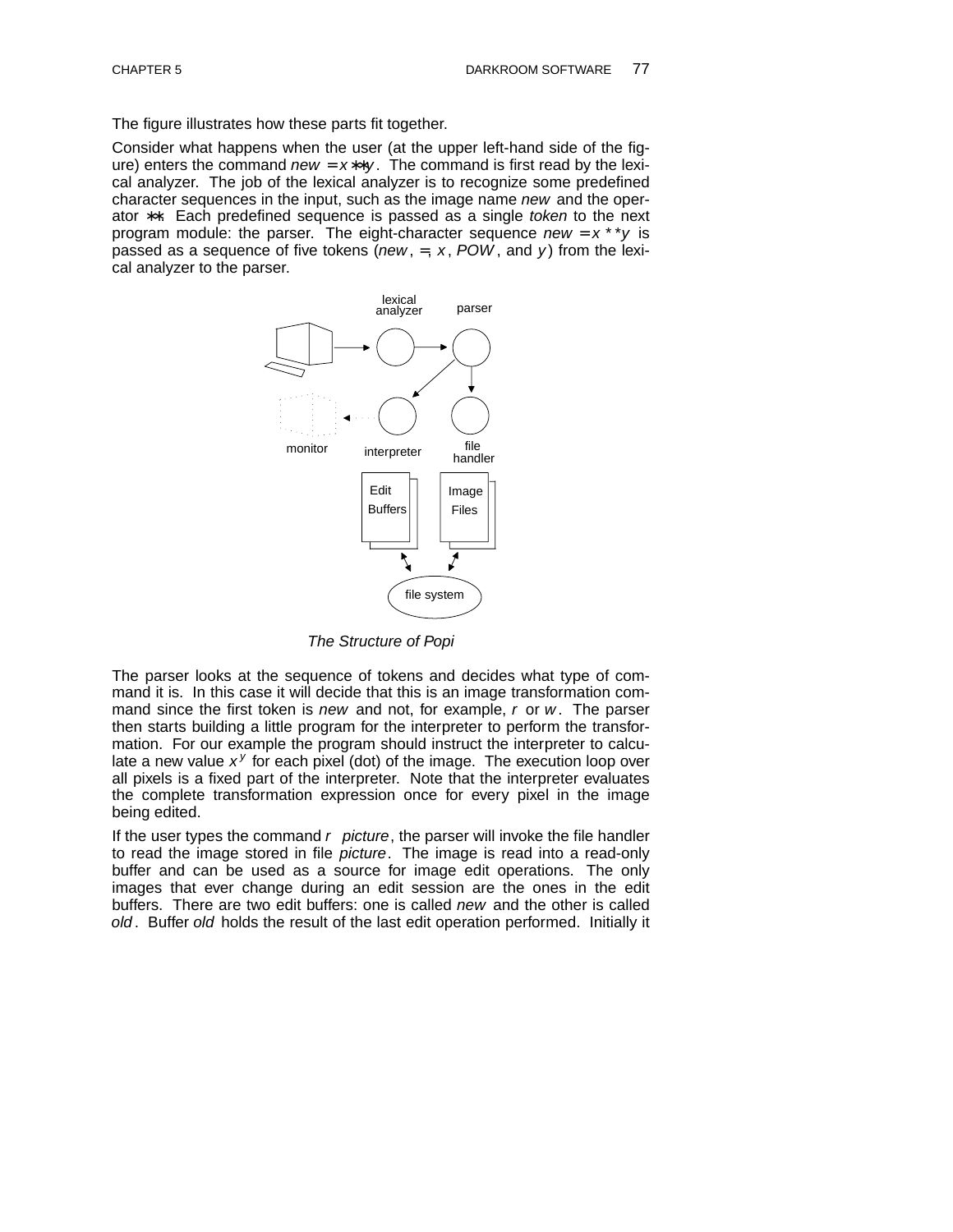The figure illustrates how these parts fit together.

Consider what happens when the user (at the upper left-hand side of the figure) enters the command *new* = *x* ** *y*. The command is first read by the lexical analyzer. The job of the lexical analyzer is to recognize some predefined character sequences in the input, such as the image name *new* and the operator **. Each predefined sequence is passed as a single *token* to the next program module: the parser. The eight-character sequence *new* = *x* * *y* is passed as a sequence of five tokens (*new*, =, *x*, *POW*, and *y*) from the lexical analyzer to the parser.

*The Structure of Popi*

The parser looks at the sequence of tokens and decides what type of command it is. In this case it will decide that this is an image transformation command since the first token is *new* and not, for example, *r* or *w*. The parser then starts building a little program for the interpreter to perform the transformation. For our example the program should instruct the interpreter to calculate a new value $x^y$ for each pixel (dot) of the image. The execution loop over all pixels is a fixed part of the interpreter. Note that the interpreter evaluates the complete transformation expression once for every pixel in the image being edited.

If the user types the command *r picture*, the parser will invoke the file handler to read the image stored in file *picture*. The image is read into a read-only buffer and can be used as a source for image edit operations. The only images that ever change during an edit session are the ones in the edit buffers. There are two edit buffers: one is called *new* and the other is called *old*. Buffer *old* holds the result of the last edit operation performed. Initially it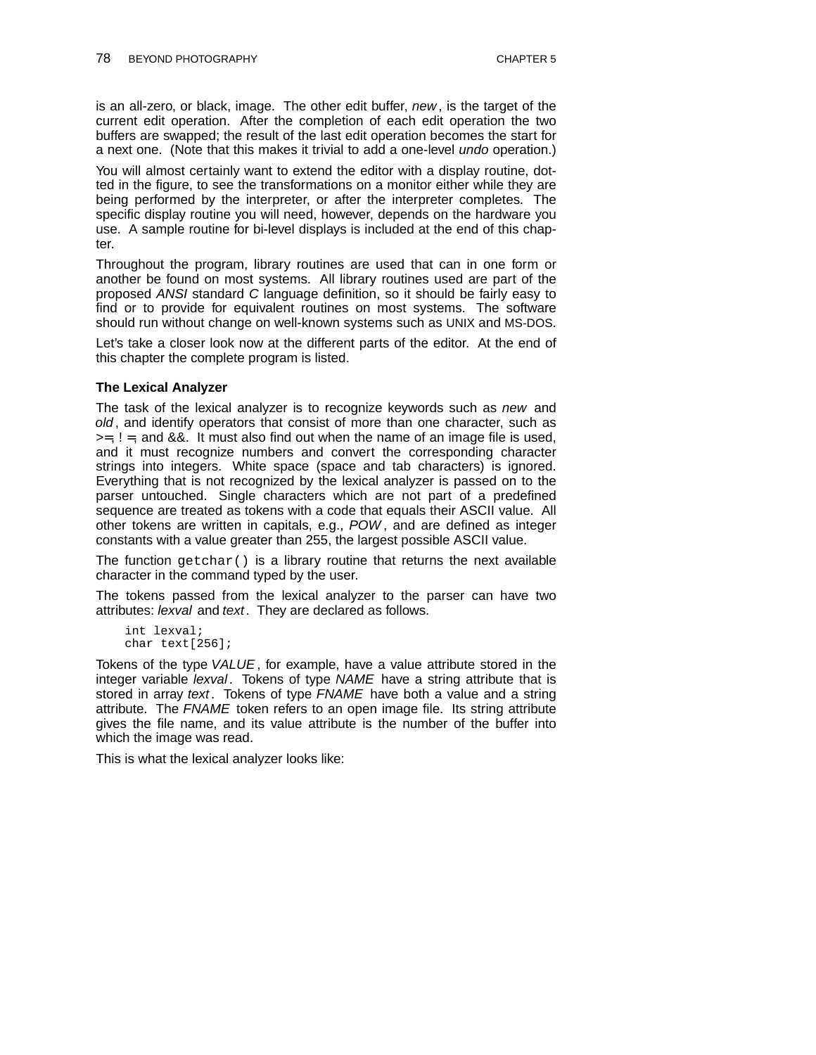is an all-zero, or black, image. The other edit buffer, *new*, is the target of the current edit operation. After the completion of each edit operation the two buffers are swapped; the result of the last edit operation becomes the start for a next one. (Note that this makes it trivial to add a one-level *undo* operation.)

You will almost certainly want to extend the editor with a display routine, dotted in the figure, to see the transformations on a monitor either while they are being performed by the interpreter, or after the interpreter completes. The specific display routine you will need, however, depends on the hardware you use. A sample routine for bi-level displays is included at the end of this chapter.

Throughout the program, library routines are used that can in one form or another be found on most systems. All library routines used are part of the proposed *ANSI* standard *C* language definition, so it should be fairly easy to find or to provide for equivalent routines on most systems. The software should run without change on well-known systems such as UNIX and MS-DOS.

Let's take a closer look now at the different parts of the editor. At the end of this chapter the complete program is listed.

### The Lexical Analyzer

The task of the lexical analyzer is to recognize keywords such as *new* and *old*, and identify operators that consist of more than one character, such as >=, != and &&. It must also find out when the name of an image file is used, and it must recognize numbers and convert the corresponding character strings into integers. White space (space and tab characters) is ignored. Everything that is not recognized by the lexical analyzer is passed on to the parser untouched. Single characters which are not part of a predefined sequence are treated as tokens with a code that equals their ASCII value. All other tokens are written in capitals, e.g., *POW*, and are defined as integer constants with a value greater than 255, the largest possible ASCII value.

The function `getchar()` is a library routine that returns the next available character in the command typed by the user.

The tokens passed from the lexical analyzer to the parser can have two attributes: *lexval* and *text*. They are declared as follows.

```
int lexval;
char text[256];
```

Tokens of the type *VALUE*, for example, have a value attribute stored in the integer variable *lexval*. Tokens of type *NAME* have a string attribute that is stored in array *text*. Tokens of type *FNAME* have both a value and a string attribute. The *FNAME* token refers to an open image file. Its string attribute gives the file name, and its value attribute is the number of the buffer into which the image was read.

This is what the lexical analyzer looks like: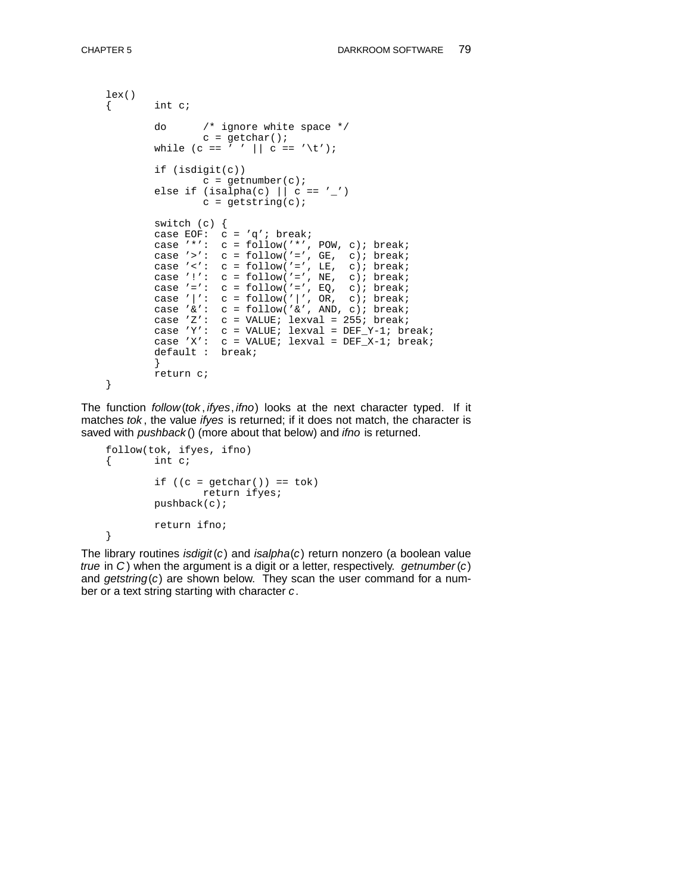```
lex()
{       int c;

        do      /* ignore white space */
                c = getchar();
        while (c == ' ' || c == '\t');

        if (isdigit(c))
                c = getnumber(c);
        else if (isalpha(c) || c == '_')
                c = getstring(c);

        switch (c) {
        case EOF:  c = 'q'; break;
        case '*':  c = follow('*', POW, c); break;
        case '>':  c = follow('=', GE,  c); break;
        case '<':  c = follow('=', LE,  c); break;
        case '!':  c = follow('=', NE,  c); break;
        case '=':  c = follow('=', EQ,  c); break;
        case '|':  c = follow('|', OR,  c); break;
        case '&':  c = follow('&', AND, c); break;
        case 'Z':  c = VALUE; lexval = 255; break;
        case 'Y':  c = VALUE; lexval = DEF_Y-1; break;
        case 'X':  c = VALUE; lexval = DEF_X-1; break;
        default :  break;
        }
        return c;
}
```

The function *follow*(*tok*, *ifyes*, *ifno*) looks at the next character typed. If it matches *tok*, the value *ifyes* is returned; if it does not match, the character is saved with *pushback*() (more about that below) and *ifno* is returned.

```
follow(tok, ifyes, ifno)
{       int c;

        if ((c = getchar()) == tok)
                return ifyes;
        pushback(c);

        return ifno;
}
```

The library routines *isdigit*(*c*) and *isalpha*(*c*) return nonzero (a boolean value *true* in *C*) when the argument is a digit or a letter, respectively. *getnumber*(*c*) and *getstring*(*c*) are shown below. They scan the user command for a number or a text string starting with character *c*.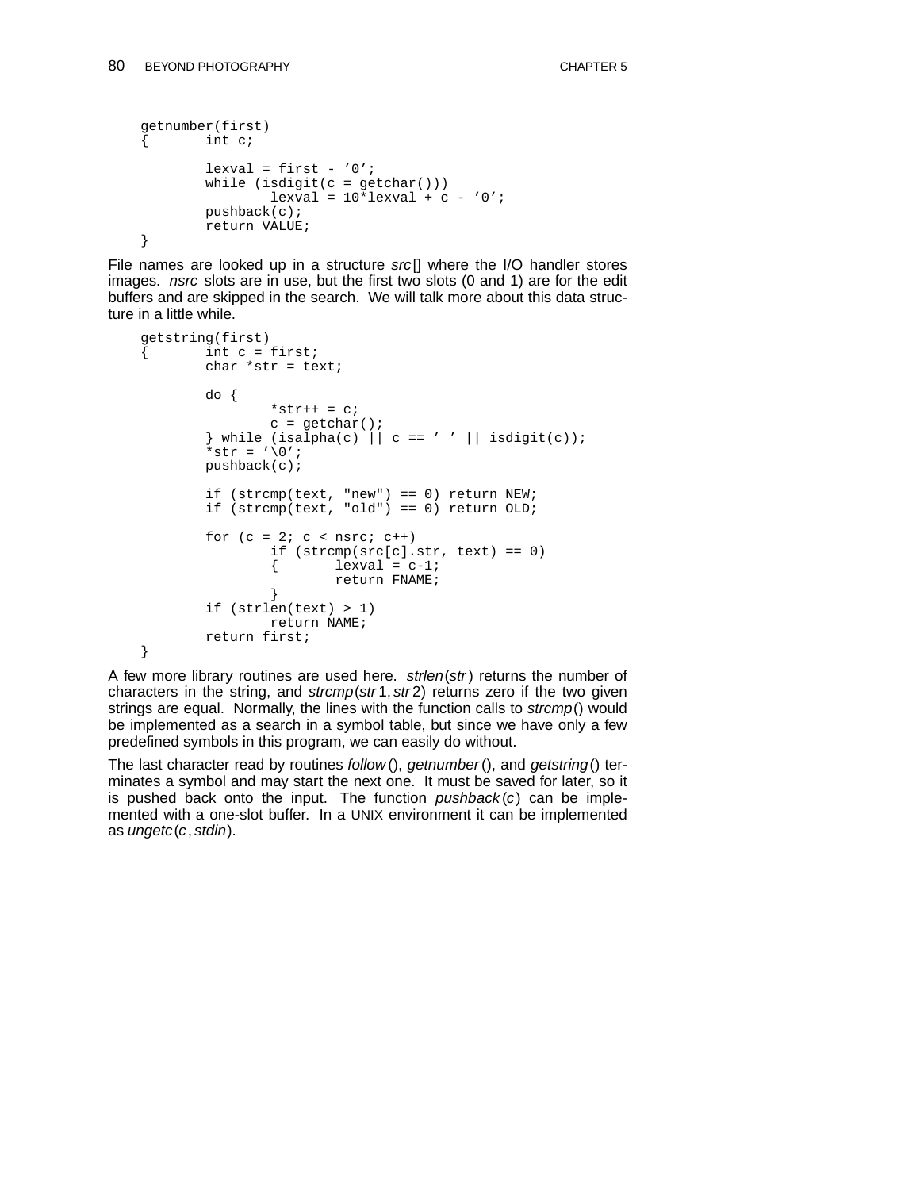```
getnumber(first)
{       int c;

        lexval = first - '0';
        while (isdigit(c = getchar()))
                lexval = 10*lexval + c - '0';
        pushback(c);
        return VALUE;
}
```

File names are looked up in a structure *src*[] where the I/O handler stores images. *nsrc* slots are in use, but the first two slots (0 and 1) are for the edit buffers and are skipped in the search. We will talk more about this data structure in a little while.

```
getstring(first)
{       int c = first;
        char *str = text;

        do {
                *str++ = c;
                c = getchar();
        } while (isalpha(c) || c == '_' || isdigit(c));
        *str = '\0';
        pushback(c);

        if (strcmp(text, "new") == 0) return NEW;
        if (strcmp(text, "old") == 0) return OLD;

        for (c = 2; c < nsrc; c++)
                if (strcmp(src[c].str, text) == 0)
                {       lexval = c-1;
                        return FNAME;
                }
        if (strlen(text) > 1)
                return NAME;
        return first;
}
```

A few more library routines are used here. *strlen*(*str*) returns the number of characters in the string, and *strcmp*(*str*1, *str*2) returns zero if the two given strings are equal. Normally, the lines with the function calls to *strcmp*() would be implemented as a search in a symbol table, but since we have only a few predefined symbols in this program, we can easily do without.

The last character read by routines *follow*(), *getnumber*(), and *getstring*() terminates a symbol and may start the next one. It must be saved for later, so it is pushed back onto the input. The function *pushback*(*c*) can be implemented with a one-slot buffer. In a UNIX environment it can be implemented as *ungetc*(*c*, *stdin*).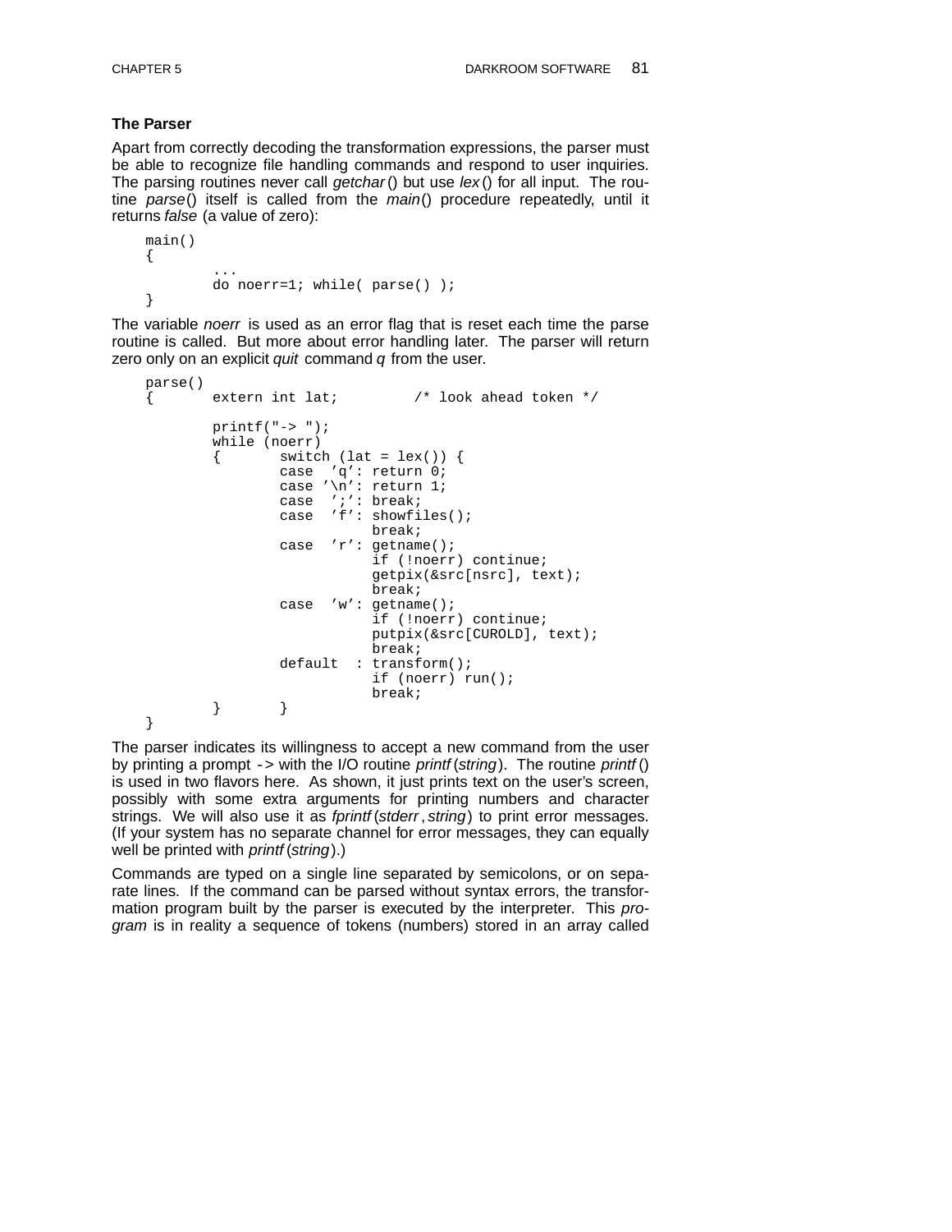### The Parser

Apart from correctly decoding the transformation expressions, the parser must be able to recognize file handling commands and respond to user inquiries. The parsing routines never call *getchar*() but use *lex*() for all input. The routine *parse*() itself is called from the *main*() procedure repeatedly, until it returns *false* (a value of zero):

```
main()
{
        ...
        do noerr=1; while( parse() );
}
```

The variable *noerr* is used as an error flag that is reset each time the parse routine is called. But more about error handling later. The parser will return zero only on an explicit *quit* command *q* from the user.

```
parse()
{       extern int lat;         /* look ahead token */

        printf("-> ");
        while (noerr)
        {       switch (lat = lex()) {
                case  'q': return 0;
                case '\n': return 1;
                case  ';': break;
                case  'f': showfiles();
                           break;
                case  'r': getname();
                           if (!noerr) continue;
                           getpix(&src[nsrc], text);
                           break;
                case  'w': getname();
                           if (!noerr) continue;
                           putpix(&src[CUROLD], text);
                           break;
                default  : transform();
                           if (noerr) run();
                           break;
        }       }
}
```

The parser indicates its willingness to accept a new command from the user by printing a prompt `->` with the I/O routine *printf*(*string*). The routine *printf*() is used in two flavors here. As shown, it just prints text on the user's screen, possibly with some extra arguments for printing numbers and character strings. We will also use it as *fprintf*(*stderr*, *string*) to print error messages. (If your system has no separate channel for error messages, they can equally well be printed with *printf*(*string*).)

Commands are typed on a single line separated by semicolons, or on separate lines. If the command can be parsed without syntax errors, the transformation program built by the parser is executed by the interpreter. This *program* is in reality a sequence of tokens (numbers) stored in an array called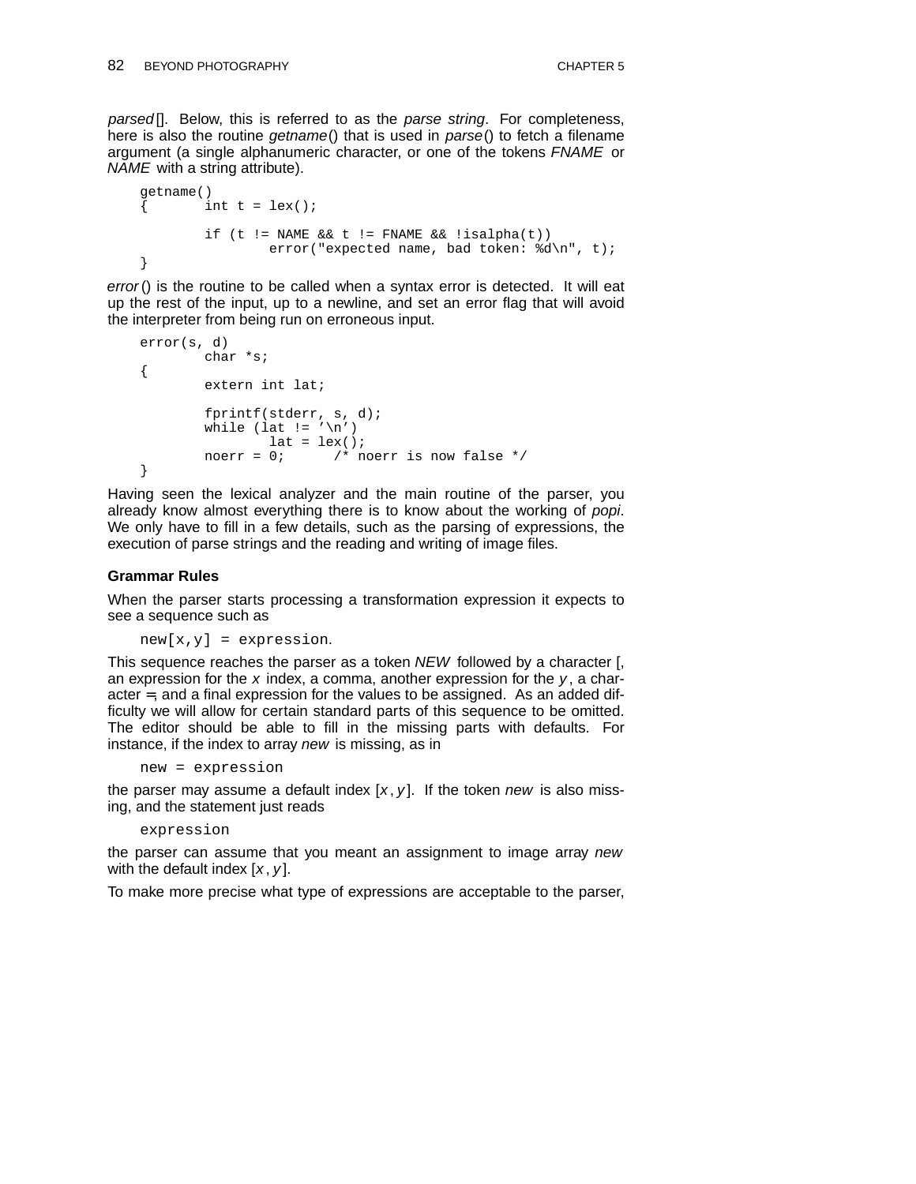*parsed*[]. Below, this is referred to as the *parse string*. For completeness, here is also the routine *getname*() that is used in *parse*() to fetch a filename argument (a single alphanumeric character, or one of the tokens *FNAME* or *NAME* with a string attribute).

```
getname()
{       int t = lex();

        if (t != NAME && t != FNAME && !isalpha(t))
                error("expected name, bad token: %d\n", t);
}
```

*error*() is the routine to be called when a syntax error is detected. It will eat up the rest of the input, up to a newline, and set an error flag that will avoid the interpreter from being run on erroneous input.

```
error(s, d)
        char *s;
{
        extern int lat;

        fprintf(stderr, s, d);
        while (lat != '\n')
                lat = lex();
        noerr = 0;      /* noerr is now false */
}
```

Having seen the lexical analyzer and the main routine of the parser, you already know almost everything there is to know about the working of *popi*. We only have to fill in a few details, such as the parsing of expressions, the execution of parse strings and the reading and writing of image files.

### Grammar Rules

When the parser starts processing a transformation expression it expects to see a sequence such as

```
new[x,y] = expression.
```

This sequence reaches the parser as a token *NEW* followed by a character [, an expression for the *x* index, a comma, another expression for the *y*, a character =, and a final expression for the values to be assigned. As an added difficulty we will allow for certain standard parts of this sequence to be omitted. The editor should be able to fill in the missing parts with defaults. For instance, if the index to array *new* is missing, as in

```
new = expression
```

the parser may assume a default index [*x*, *y*]. If the token *new* is also missing, and the statement just reads

```
expression
```

the parser can assume that you meant an assignment to image array *new* with the default index [*x*, *y*].

To make more precise what type of expressions are acceptable to the parser,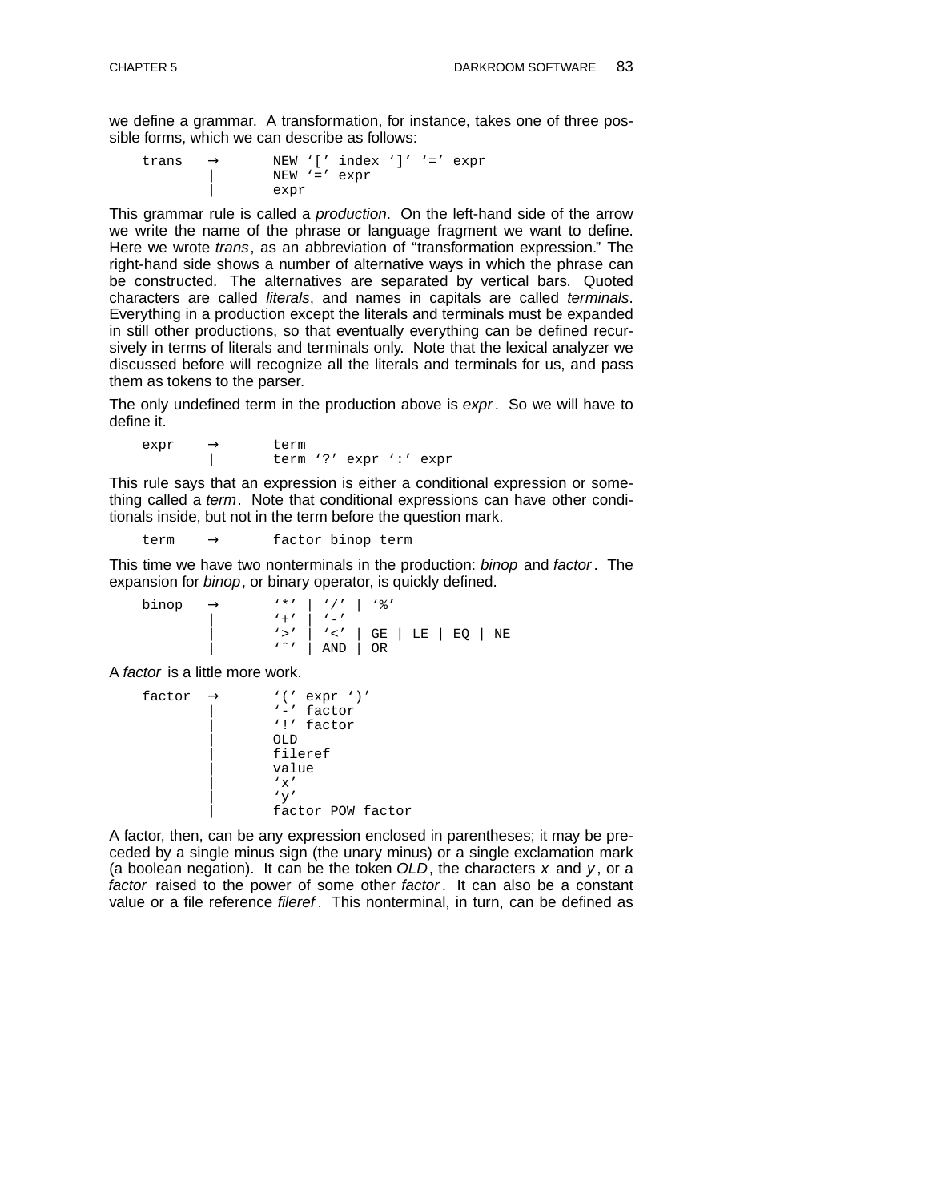we define a grammar. A transformation, for instance, takes one of three possible forms, which we can describe as follows:

```
trans   →       NEW '[' index ']' '=' expr
        |       NEW '=' expr
        |       expr
```

This grammar rule is called a *production*. On the left-hand side of the arrow we write the name of the phrase or language fragment we want to define. Here we wrote *trans*, as an abbreviation of "transformation expression." The right-hand side shows a number of alternative ways in which the phrase can be constructed. The alternatives are separated by vertical bars. Quoted characters are called *literals*, and names in capitals are called *terminals*. Everything in a production except the literals and terminals must be expanded in still other productions, so that eventually everything can be defined recursively in terms of literals and terminals only. Note that the lexical analyzer we discussed before will recognize all the literals and terminals for us, and pass them as tokens to the parser.

The only undefined term in the production above is *expr*. So we will have to define it.

```
expr    →       term
        |       term '?' expr ':' expr
```

This rule says that an expression is either a conditional expression or something called a *term*. Note that conditional expressions can have other conditionals inside, but not in the term before the question mark.

```
term    →       factor binop term
```

This time we have two nonterminals in the production: *binop* and *factor*. The expansion for *binop*, or binary operator, is quickly defined.

```
binop   →       '*' | '/' | '%'
        |       '+' | '-'
        |       '>' | '<' | GE | LE | EQ | NE
        |       '^' | AND | OR
```

A *factor* is a little more work.

```
factor  →       '(' expr ')'
        |       '-' factor
        |       '!' factor
        |       OLD
        |       fileref
        |       value
        |       'x'
        |       'y'
        |       factor POW factor
```

A factor, then, can be any expression enclosed in parentheses; it may be preceded by a single minus sign (the unary minus) or a single exclamation mark (a boolean negation). It can be the token *OLD*, the characters *x* and *y*, or a *factor* raised to the power of some other *factor*. It can also be a constant value or a file reference *fileref*. This nonterminal, in turn, can be defined as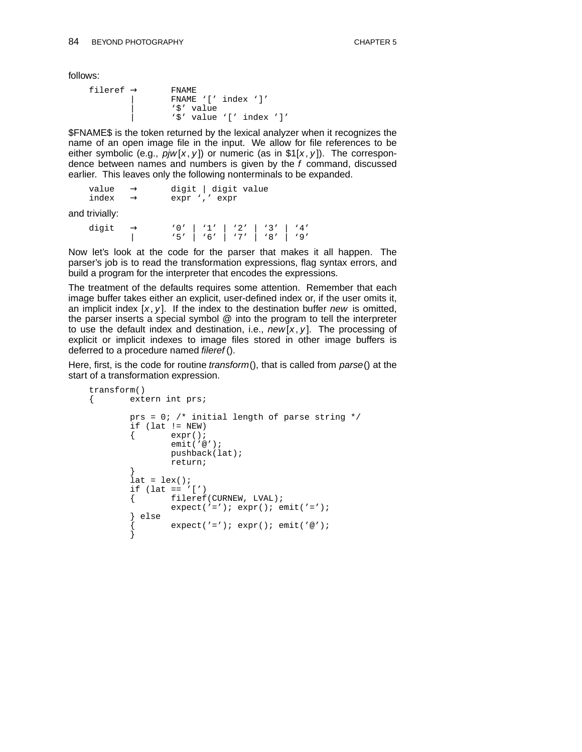follows:

```
fileref →      FNAME
        |      FNAME '[' index ']'
        |      '$' value
        |      '$' value '[' index ']'
```

$FNAME$ is the token returned by the lexical analyzer when it recognizes the name of an open image file in the input. We allow for file references to be either symbolic (e.g., *pjw*[*x*, *y*]) or numeric (as in $1[*x*, *y*]). The correspondence between names and numbers is given by the *f* command, discussed earlier. This leaves only the following nonterminals to be expanded.

```
value   →      digit | digit value
index   →      expr ',' expr
```

and trivially:

```
digit   →      '0' | '1' | '2' | '3' | '4'
        |      '5' | '6' | '7' | '8' | '9'
```

Now let's look at the code for the parser that makes it all happen. The parser's job is to read the transformation expressions, flag syntax errors, and build a program for the interpreter that encodes the expressions.

The treatment of the defaults requires some attention. Remember that each image buffer takes either an explicit, user-defined index or, if the user omits it, an implicit index [*x*, *y*]. If the index to the destination buffer *new* is omitted, the parser inserts a special symbol @ into the program to tell the interpreter to use the default index and destination, i.e., *new*[*x*, *y*]. The processing of explicit or implicit indexes to image files stored in other image buffers is deferred to a procedure named *fileref*().

Here, first, is the code for routine *transform*(), that is called from *parse*() at the start of a transformation expression.

```
transform()
{       extern int prs;

        prs = 0; /* initial length of parse string */
        if (lat != NEW)
        {       expr();
                emit('@');
                pushback(lat);
                return;
        }
        lat = lex();
        if (lat == '[')
        {       fileref(CURNEW, LVAL);
                expect('='); expr(); emit('=');
        } else
        {       expect('='); expr(); emit('@');
        }
```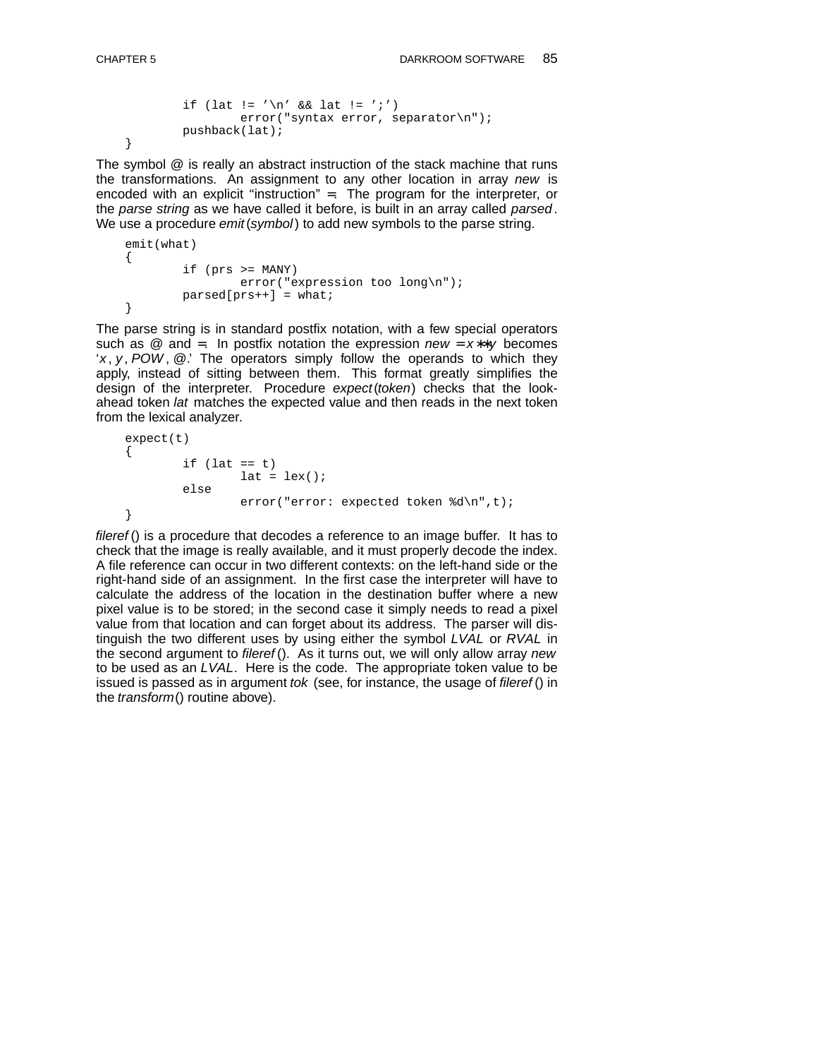```
        if (lat != '\n' && lat != ';')
                error("syntax error, separator\n");
        pushback(lat);
}
```

The symbol @ is really an abstract instruction of the stack machine that runs the transformations. An assignment to any other location in array *new* is encoded with an explicit "instruction" =. The program for the interpreter, or the *parse string* as we have called it before, is built in an array called *parsed*. We use a procedure *emit*(*symbol*) to add new symbols to the parse string.

```
emit(what)
{
        if (prs >= MANY)
                error("expression too long\n");
        parsed[prs++] = what;
}
```

The parse string is in standard postfix notation, with a few special operators such as @ and =. In postfix notation the expression *new* = *x* ** *y* becomes '*x*, *y*, *POW*, @.' The operators simply follow the operands to which they apply, instead of sitting between them. This format greatly simplifies the design of the interpreter. Procedure *expect*(*token*) checks that the look-ahead token *lat* matches the expected value and then reads in the next token from the lexical analyzer.

```
expect(t)
{
        if (lat == t)
                lat = lex();
        else
                error("error: expected token %d\n",t);
}
```

*fileref*() is a procedure that decodes a reference to an image buffer. It has to check that the image is really available, and it must properly decode the index. A file reference can occur in two different contexts: on the left-hand side or the right-hand side of an assignment. In the first case the interpreter will have to calculate the address of the location in the destination buffer where a new pixel value is to be stored; in the second case it simply needs to read a pixel value from that location and can forget about its address. The parser will distinguish the two different uses by using either the symbol *LVAL* or *RVAL* in the second argument to *fileref*(). As it turns out, we will only allow array *new* to be used as an *LVAL*. Here is the code. The appropriate token value to be issued is passed as in argument *tok* (see, for instance, the usage of *fileref*() in the *transform*() routine above).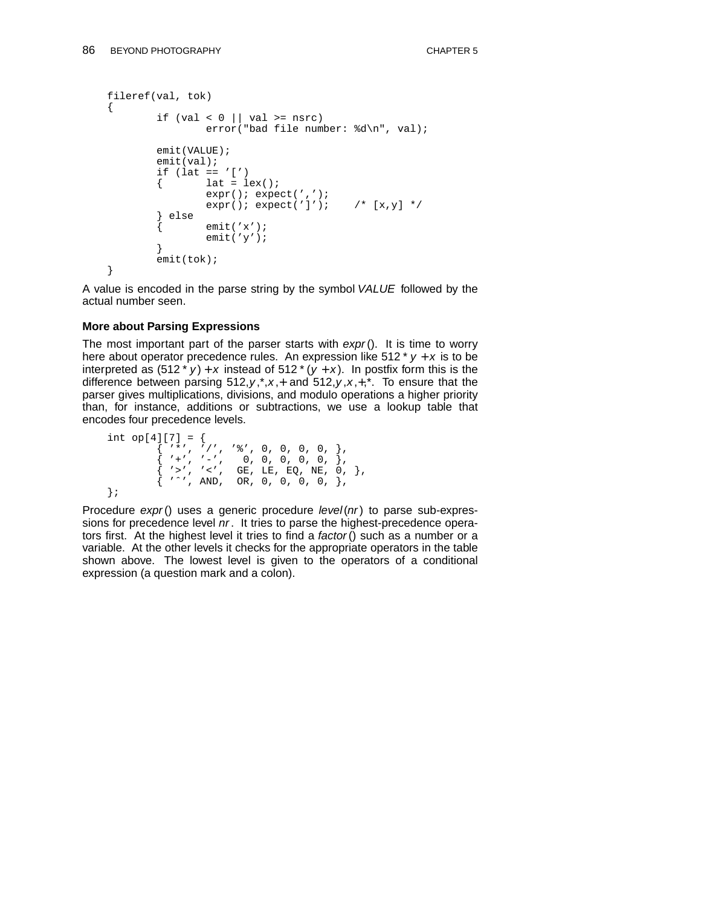```
fileref(val, tok)
{
        if (val < 0 || val >= nsrc)
                error("bad file number: %d\n", val);

        emit(VALUE);
        emit(val);
        if (lat == '[')
        {       lat = lex();
                expr(); expect(',');
                expr(); expect(']');    /* [x,y] */
        } else
        {       emit('x');
                emit('y');
        }
        emit(tok);
}
```

A value is encoded in the parse string by the symbol *VALUE* followed by the actual number seen.

**More about Parsing Expressions**

The most important part of the parser starts with *expr*(). It is time to worry here about operator precedence rules. An expression like $512 * y + x$ is to be interpreted as $(512 * y) + x$ instead of $512 * (y + x)$. In postfix form this is the difference between parsing 512,$y$,*,$x$,+ and 512,$y$,$x$,+,*. To ensure that the parser gives multiplications, divisions, and modulo operations a higher priority than, for instance, additions or subtractions, we use a lookup table that encodes four precedence levels.

```
int op[4][7] = {
        { '*', '/', '%', 0, 0, 0, 0, },
        { '+', '-',   0, 0, 0, 0, 0, },
        { '>', '<',  GE, LE, EQ, NE, 0, },
        { '^', AND,  OR, 0, 0, 0, 0, },
};
```

Procedure *expr*() uses a generic procedure *level*(*nr*) to parse sub-expressions for precedence level *nr*. It tries to parse the highest-precedence operators first. At the highest level it tries to find a *factor*() such as a number or a variable. At the other levels it checks for the appropriate operators in the table shown above. The lowest level is given to the operators of a conditional expression (a question mark and a colon).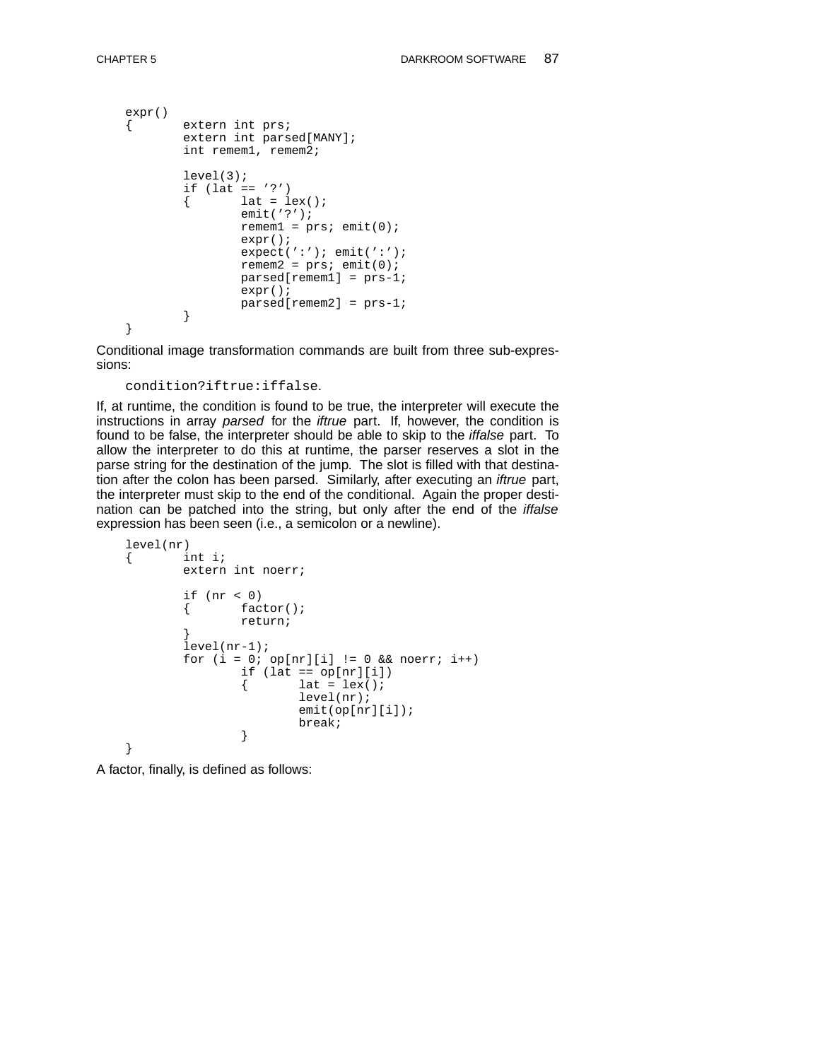```
expr()
{       extern int prs;
        extern int parsed[MANY];
        int remem1, remem2;

        level(3);
        if (lat == '?')
        {       lat = lex();
                emit('?');
                remem1 = prs; emit(0);
                expr();
                expect(':'); emit(':');
                remem2 = prs; emit(0);
                parsed[remem1] = prs-1;
                expr();
                parsed[remem2] = prs-1;
        }
}
```

Conditional image transformation commands are built from three sub-expressions:

`condition?iftrue:iffalse`.

If, at runtime, the condition is found to be true, the interpreter will execute the instructions in array *parsed* for the *iftrue* part. If, however, the condition is found to be false, the interpreter should be able to skip to the *iffalse* part. To allow the interpreter to do this at runtime, the parser reserves a slot in the parse string for the destination of the jump. The slot is filled with that destination after the colon has been parsed. Similarly, after executing an *iftrue* part, the interpreter must skip to the end of the conditional. Again the proper destination can be patched into the string, but only after the end of the *iffalse* expression has been seen (i.e., a semicolon or a newline).

```
level(nr)
{       int i;
        extern int noerr;

        if (nr < 0)
        {       factor();
                return;
        }
        level(nr-1);
        for (i = 0; op[nr][i] != 0 && noerr; i++)
                if (lat == op[nr][i])
                {       lat = lex();
                        level(nr);
                        emit(op[nr][i]);
                        break;
                }
}
```

A factor, finally, is defined as follows: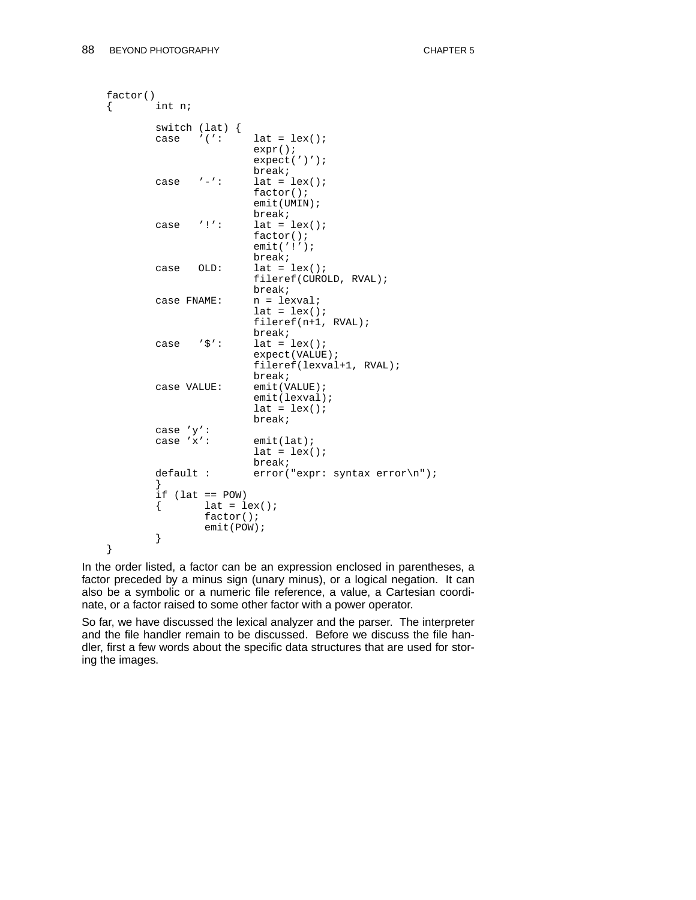```
factor()
{       int n;

        switch (lat) {
        case   '(':     lat = lex();
                        expr();
                        expect(')');
                        break;
        case   '-':     lat = lex();
                        factor();
                        emit(UMIN);
                        break;
        case   '!':     lat = lex();
                        factor();
                        emit('!');
                        break;
        case   OLD:     lat = lex();
                        fileref(CUROLD, RVAL);
                        break;
        case FNAME:     n = lexval;
                        lat = lex();
                        fileref(n+1, RVAL);
                        break;
        case   '$':     lat = lex();
                        expect(VALUE);
                        fileref(lexval+1, RVAL);
                        break;
        case VALUE:     emit(VALUE);
                        emit(lexval);
                        lat = lex();
                        break;
        case 'y':
        case 'x':       emit(lat);
                        lat = lex();
                        break;
        default :       error("expr: syntax error\n");
        }
        if (lat == POW)
        {       lat = lex();
                factor();
                emit(POW);
        }
}
```

In the order listed, a factor can be an expression enclosed in parentheses, a factor preceded by a minus sign (unary minus), or a logical negation. It can also be a symbolic or a numeric file reference, a value, a Cartesian coordinate, or a factor raised to some other factor with a power operator.

So far, we have discussed the lexical analyzer and the parser. The interpreter and the file handler remain to be discussed. Before we discuss the file handler, first a few words about the specific data structures that are used for storing the images.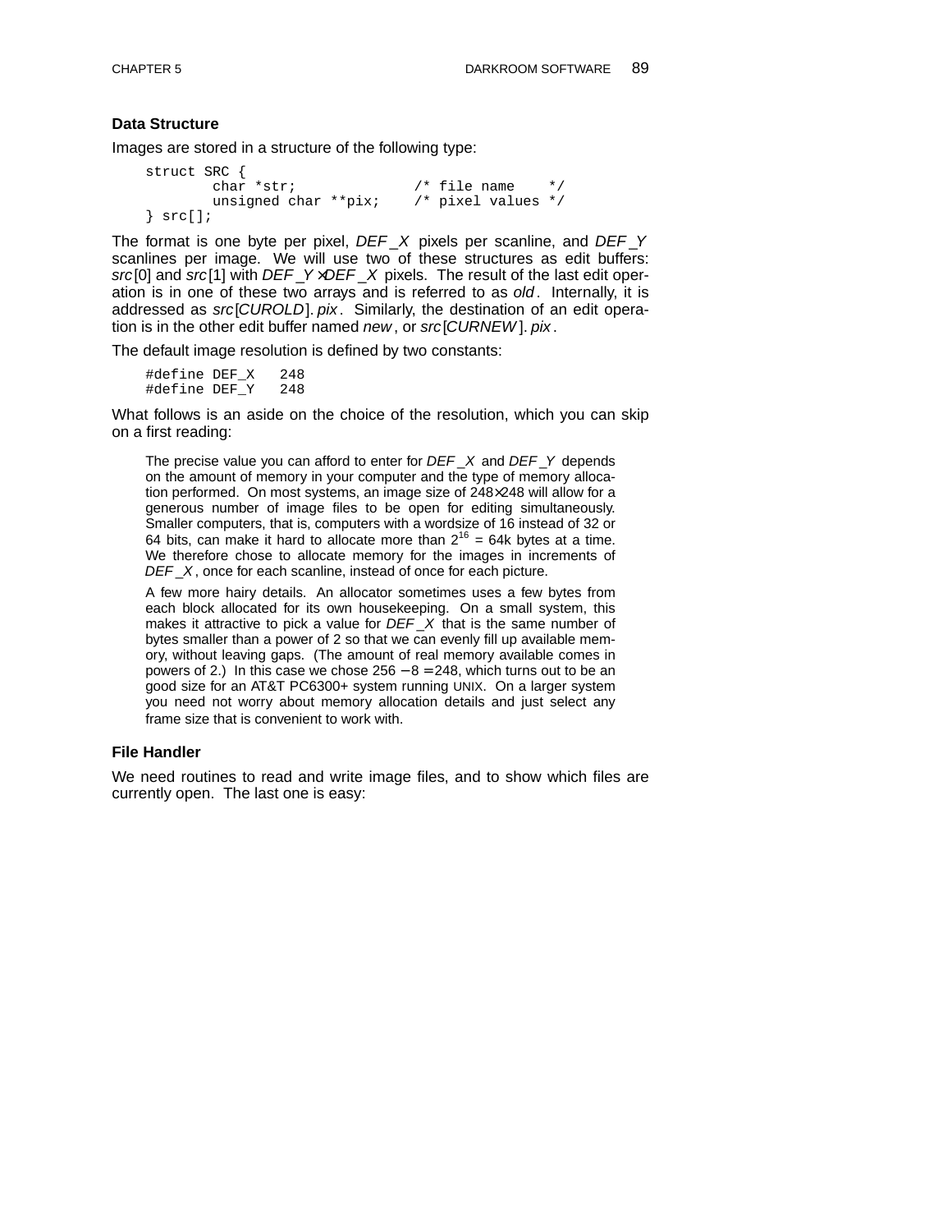### Data Structure

Images are stored in a structure of the following type:

```
struct SRC {
        char *str;              /* file name    */
        unsigned char **pix;    /* pixel values */
} src[];
```

The format is one byte per pixel, *DEF_X* pixels per scanline, and *DEF_Y* scanlines per image. We will use two of these structures as edit buffers: *src*[0] and *src*[1] with *DEF_Y* × *DEF_X* pixels. The result of the last edit operation is in one of these two arrays and is referred to as *old*. Internally, it is addressed as *src*[*CUROLD*].*pix*. Similarly, the destination of an edit operation is in the other edit buffer named *new*, or *src*[*CURNEW*].*pix*.

The default image resolution is defined by two constants:

```
#define DEF_X   248
#define DEF_Y   248
```

What follows is an aside on the choice of the resolution, which you can skip on a first reading:

> The precise value you can afford to enter for *DEF_X* and *DEF_Y* depends on the amount of memory in your computer and the type of memory allocation performed. On most systems, an image size of 248×248 will allow for a generous number of image files to be open for editing simultaneously. Smaller computers, that is, computers with a wordsize of 16 instead of 32 or 64 bits, can make it hard to allocate more than $2^{16}$ = 64k bytes at a time. We therefore chose to allocate memory for the images in increments of *DEF_X*, once for each scanline, instead of once for each picture.
>
> A few more hairy details. An allocator sometimes uses a few bytes from each block allocated for its own housekeeping. On a small system, this makes it attractive to pick a value for *DEF_X* that is the same number of bytes smaller than a power of 2 so that we can evenly fill up available memory, without leaving gaps. (The amount of real memory available comes in powers of 2.) In this case we chose $256 - 8 = 248$, which turns out to be an good size for an AT&T PC6300+ system running UNIX. On a larger system you need not worry about memory allocation details and just select any frame size that is convenient to work with.

### File Handler

We need routines to read and write image files, and to show which files are currently open. The last one is easy: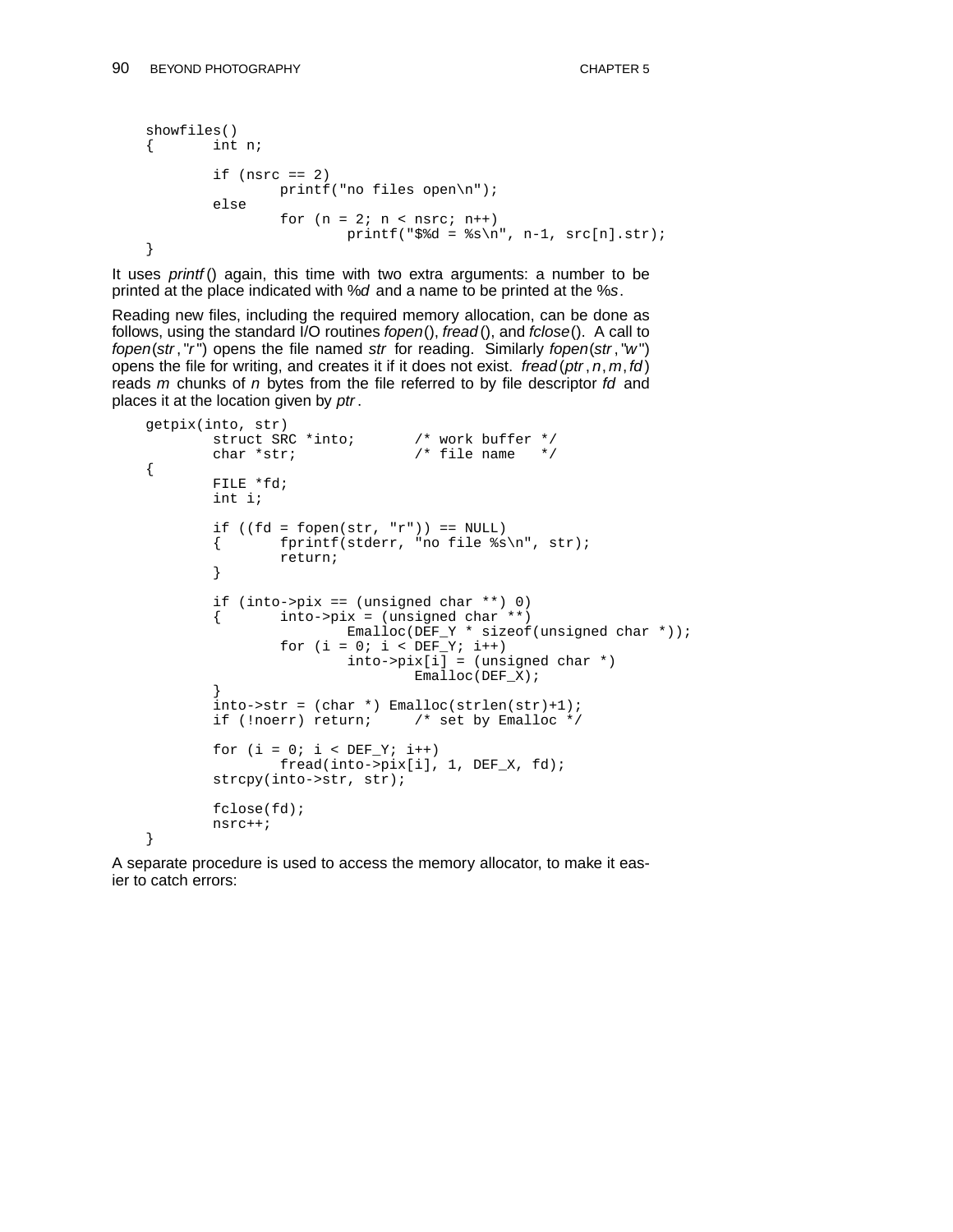```
showfiles()
{       int n;

        if (nsrc == 2)
                printf("no files open\n");
        else
                for (n = 2; n < nsrc; n++)
                        printf("$%d = %s\n", n-1, src[n].str);
}
```

It uses *printf*() again, this time with two extra arguments: a number to be printed at the place indicated with *%d* and a name to be printed at the *%s*.

Reading new files, including the required memory allocation, can be done as follows, using the standard I/O routines *fopen*(), *fread*(), and *fclose*(). A call to *fopen*(*str*, "*r*") opens the file named *str* for reading. Similarly *fopen*(*str*, "*w*") opens the file for writing, and creates it if it does not exist. *fread*(*ptr*, *n*, *m*, *fd*) reads *m* chunks of *n* bytes from the file referred to by file descriptor *fd* and places it at the location given by *ptr*.

```
getpix(into, str)
        struct SRC *into;       /* work buffer */
        char *str;              /* file name   */
{
        FILE *fd;
        int i;

        if ((fd = fopen(str, "r")) == NULL)
        {       fprintf(stderr, "no file %s\n", str);
                return;
        }

        if (into->pix == (unsigned char **) 0)
        {       into->pix = (unsigned char **)
                        Emalloc(DEF_Y * sizeof(unsigned char *));
                for (i = 0; i < DEF_Y; i++)
                        into->pix[i] = (unsigned char *)
                                Emalloc(DEF_X);
        }
        into->str = (char *) Emalloc(strlen(str)+1);
        if (!noerr) return;     /* set by Emalloc */

        for (i = 0; i < DEF_Y; i++)
                fread(into->pix[i], 1, DEF_X, fd);
        strcpy(into->str, str);

        fclose(fd);
        nsrc++;
}
```

A separate procedure is used to access the memory allocator, to make it easier to catch errors: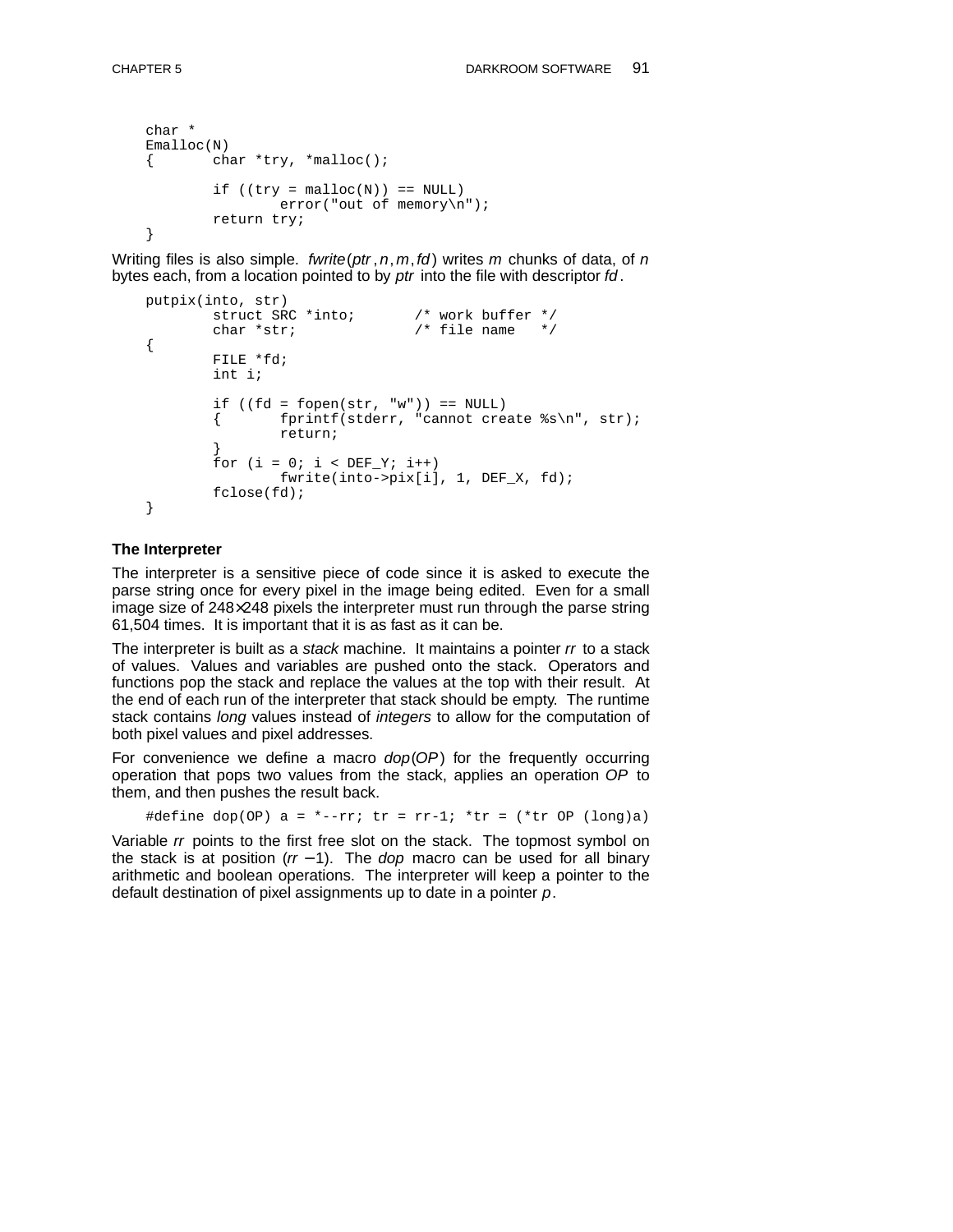```
char *
Emalloc(N)
{       char *try, *malloc();

        if ((try = malloc(N)) == NULL)
                error("out of memory\n");
        return try;
}
```

Writing files is also simple. *fwrite*(*ptr*, *n*, *m*, *fd*) writes *m* chunks of data, of *n* bytes each, from a location pointed to by *ptr* into the file with descriptor *fd*.

```
putpix(into, str)
        struct SRC *into;       /* work buffer */
        char *str;              /* file name   */
{
        FILE *fd;
        int i;

        if ((fd = fopen(str, "w")) == NULL)
        {       fprintf(stderr, "cannot create %s\n", str);
                return;
        }
        for (i = 0; i < DEF_Y; i++)
                fwrite(into->pix[i], 1, DEF_X, fd);
        fclose(fd);
}
```

### The Interpreter

The interpreter is a sensitive piece of code since it is asked to execute the parse string once for every pixel in the image being edited. Even for a small image size of 248×248 pixels the interpreter must run through the parse string 61,504 times. It is important that it is as fast as it can be.

The interpreter is built as a *stack* machine. It maintains a pointer *rr* to a stack of values. Values and variables are pushed onto the stack. Operators and functions pop the stack and replace the values at the top with their result. At the end of each run of the interpreter that stack should be empty. The runtime stack contains *long* values instead of *integers* to allow for the computation of both pixel values and pixel addresses.

For convenience we define a macro *dop*(*OP*) for the frequently occurring operation that pops two values from the stack, applies an operation *OP* to them, and then pushes the result back.

```
#define dop(OP) a = *--rr; tr = rr-1; *tr = (*tr OP (long)a)
```

Variable *rr* points to the first free slot on the stack. The topmost symbol on the stack is at position ($rr - 1$). The *dop* macro can be used for all binary arithmetic and boolean operations. The interpreter will keep a pointer to the default destination of pixel assignments up to date in a pointer *p*.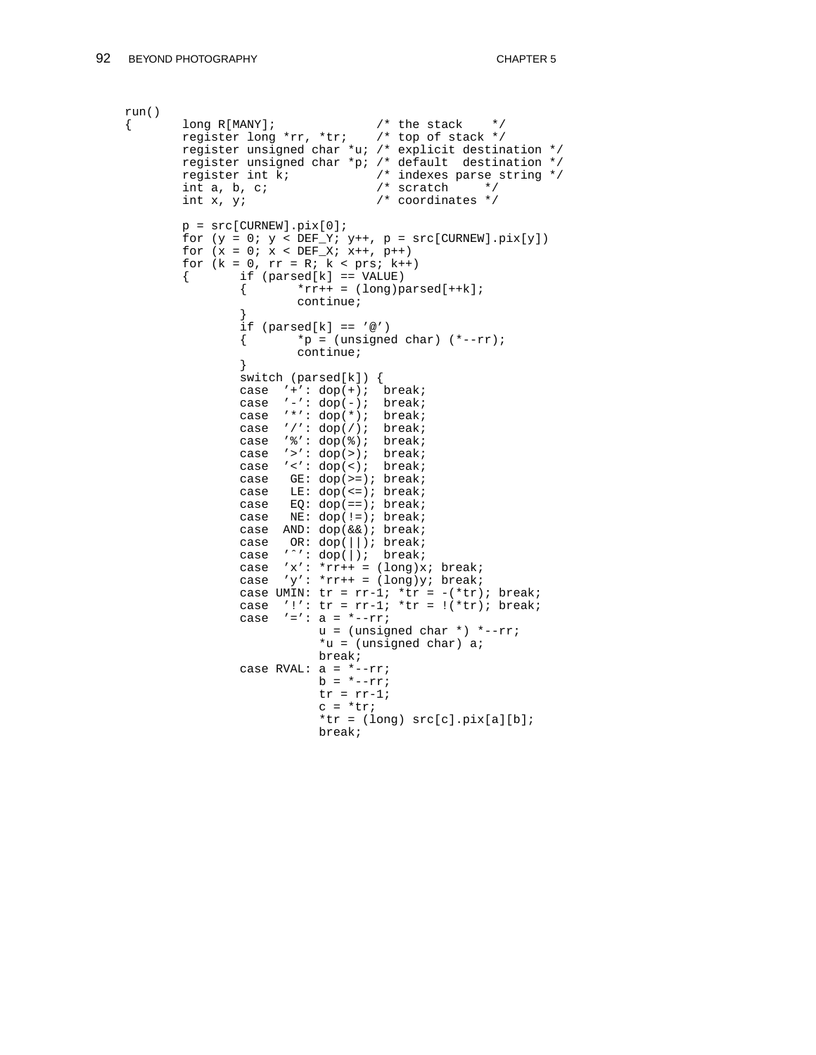```
run()
{       long R[MANY];              /* the stack    */
        register long *rr, *tr;    /* top of stack */
        register unsigned char *u; /* explicit destination */
        register unsigned char *p; /* default  destination */
        register int k;            /* indexes parse string */
        int a, b, c;               /* scratch     */
        int x, y;                  /* coordinates */

        p = src[CURNEW].pix[0];
        for (y = 0; y < DEF_Y; y++, p = src[CURNEW].pix[y])
        for (x = 0; x < DEF_X; x++, p++)
        for (k = 0, rr = R; k < prs; k++)
        {       if (parsed[k] == VALUE)
                {       *rr++ = (long)parsed[++k];
                        continue;
                }
                if (parsed[k] == '@')
                {       *p = (unsigned char) (*--rr);
                        continue;
                }
                switch (parsed[k]) {
                case  '+': dop(+);  break;
                case  '-': dop(-);  break;
                case  '*': dop(*);  break;
                case  '/': dop(/);  break;
                case  '%': dop(%);  break;
                case  '>': dop(>);  break;
                case  '<': dop(<);  break;
                case   GE: dop(>=); break;
                case   LE: dop(<=); break;
                case   EQ: dop(==); break;
                case   NE: dop(!=); break;
                case  AND: dop(&&); break;
                case   OR: dop(||); break;
                case  '^': dop(|);  break;
                case  'x': *rr++ = (long)x; break;
                case  'y': *rr++ = (long)y; break;
                case UMIN: tr = rr-1; *tr = -(*tr); break;
                case  '!': tr = rr-1; *tr = !(*tr); break;
                case  '=': a = *--rr;
                           u = (unsigned char *) *--rr;
                           *u = (unsigned char) a;
                           break;
                case RVAL: a = *--rr;
                           b = *--rr;
                           tr = rr-1;
                           c = *tr;
                           *tr = (long) src[c].pix[a][b];
                           break;
```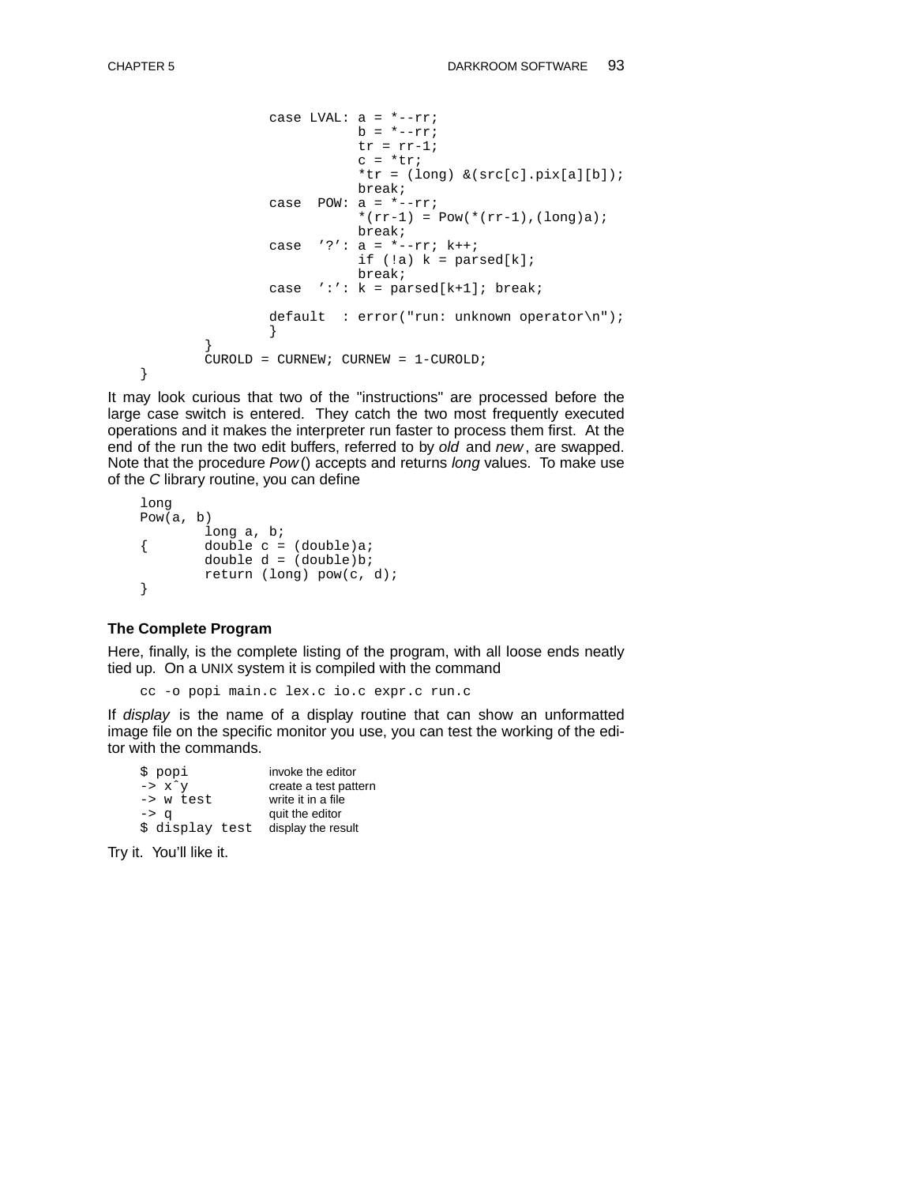```
                case LVAL: a = *--rr;
                           b = *--rr;
                           tr = rr-1;
                           c = *tr;
                           *tr = (long) &(src[c].pix[a][b]);
                           break;
                case  POW: a = *--rr;
                           *(rr-1) = Pow(*(rr-1),(long)a);
                           break;
                case  '?': a = *--rr; k++;
                           if (!a) k = parsed[k];
                           break;
                case  ':': k = parsed[k+1]; break;

                default  : error("run: unknown operator\n");
                }
        }
        CUROLD = CURNEW; CURNEW = 1-CUROLD;
}
```

It may look curious that two of the "instructions" are processed before the large case switch is entered. They catch the two most frequently executed operations and it makes the interpreter run faster to process them first. At the end of the run the two edit buffers, referred to by *old* and *new*, are swapped. Note that the procedure *Pow*() accepts and returns *long* values. To make use of the *C* library routine, you can define

```
long
Pow(a, b)
        long a, b;
{       double c = (double)a;
        double d = (double)b;
        return (long) pow(c, d);
}
```

### The Complete Program

Here, finally, is the complete listing of the program, with all loose ends neatly tied up. On a UNIX system it is compiled with the command

```
cc -o popi main.c lex.c io.c expr.c run.c
```

If *display* is the name of a display routine that can show an unformatted image file on the specific monitor you use, you can test the working of the editor with the commands.

```
$ popi            invoke the editor
-> x^y            create a test pattern
-> w test         write it in a file
-> q              quit the editor
$ display test    display the result
```

Try it. You'll like it.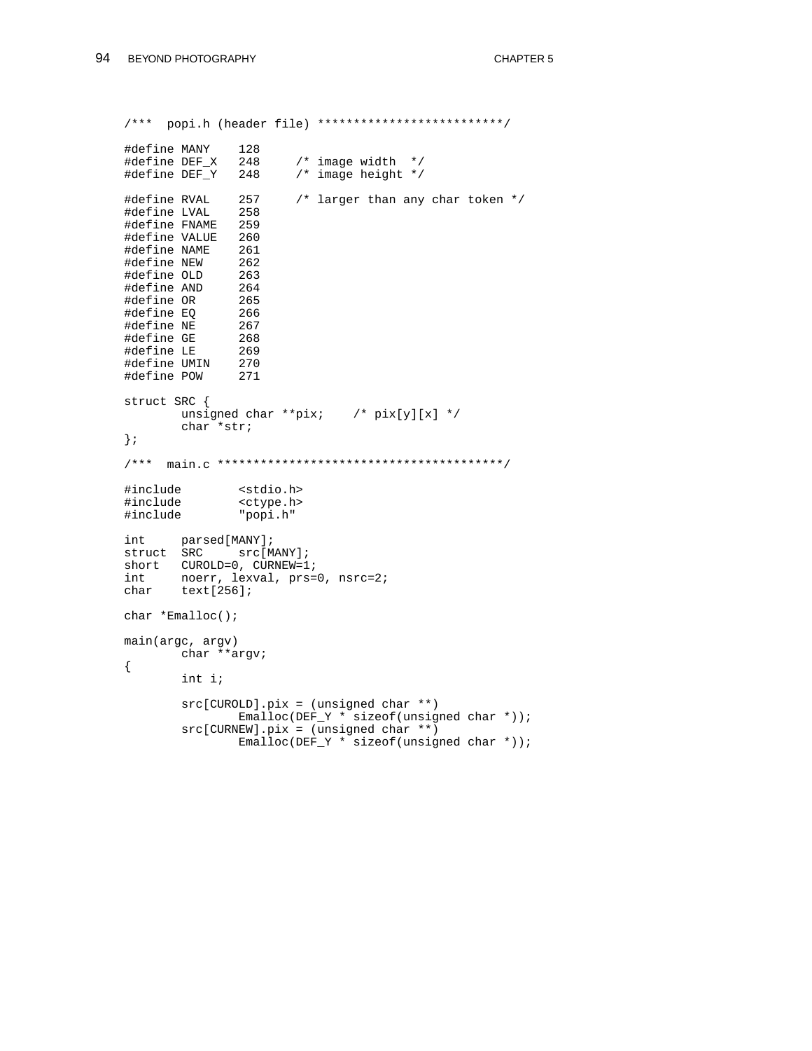```
/***  popi.h (header file) **************************/

#define MANY    128
#define DEF_X   248     /* image width  */
#define DEF_Y   248     /* image height */

#define RVAL    257     /* larger than any char token */
#define LVAL    258
#define FNAME   259
#define VALUE   260
#define NAME    261
#define NEW     262
#define OLD     263
#define AND     264
#define OR      265
#define EQ      266
#define NE      267
#define GE      268
#define LE      269
#define UMIN    270
#define POW     271

struct SRC {
        unsigned char **pix;    /* pix[y][x] */
        char *str;
};

/***  main.c ****************************************/

#include        <stdio.h>
#include        <ctype.h>
#include        "popi.h"

int     parsed[MANY];
struct  SRC     src[MANY];
short   CUROLD=0, CURNEW=1;
int     noerr, lexval, prs=0, nsrc=2;
char    text[256];

char *Emalloc();

main(argc, argv)
        char **argv;
{
        int i;

        src[CUROLD].pix = (unsigned char **)
                Emalloc(DEF_Y * sizeof(unsigned char *));
        src[CURNEW].pix = (unsigned char **)
                Emalloc(DEF_Y * sizeof(unsigned char *));
```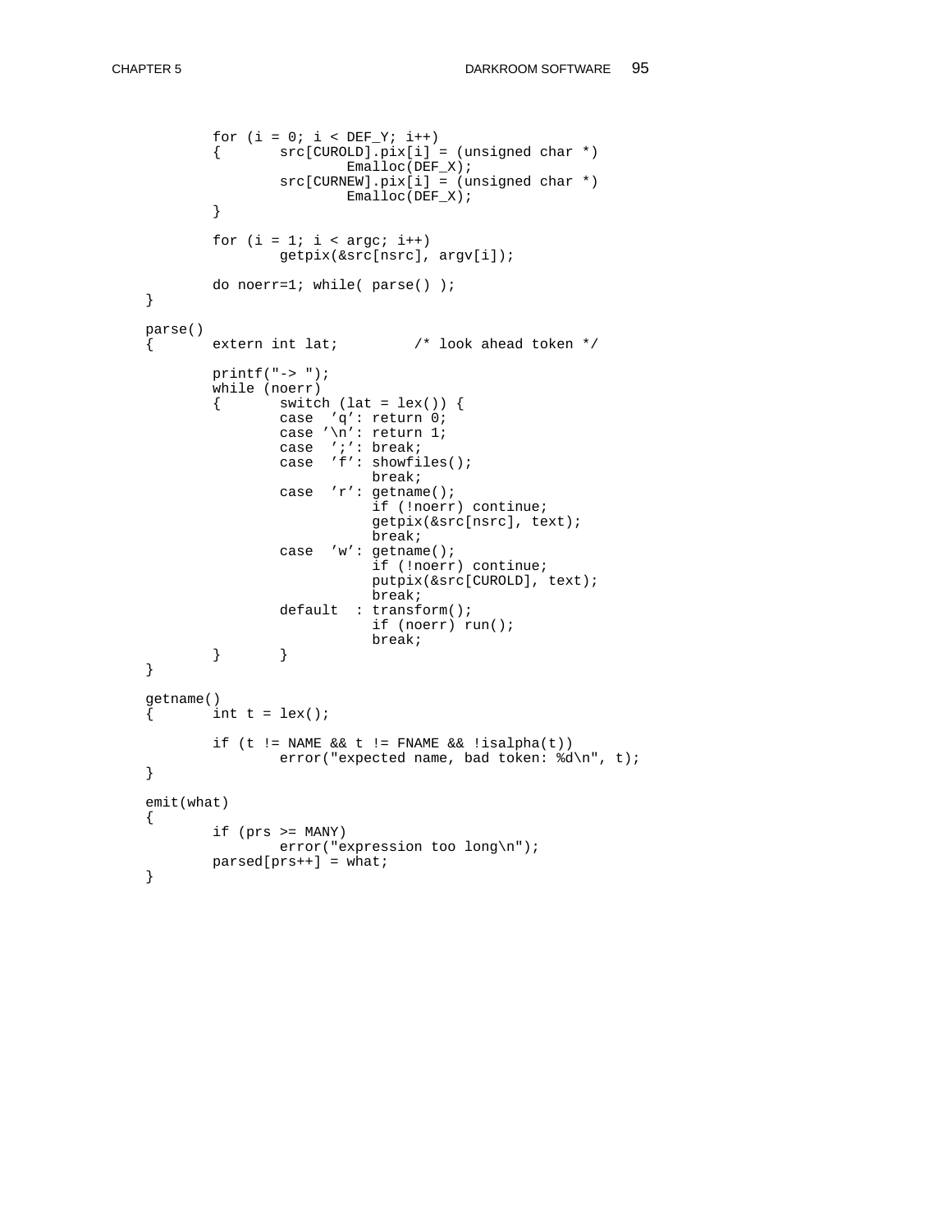```
        for (i = 0; i < DEF_Y; i++)
        {       src[CUROLD].pix[i] = (unsigned char *)
                        Emalloc(DEF_X);
                src[CURNEW].pix[i] = (unsigned char *)
                        Emalloc(DEF_X);
        }

        for (i = 1; i < argc; i++)
                getpix(&src[nsrc], argv[i]);

        do noerr=1; while( parse() );
}

parse()
{       extern int lat;         /* look ahead token */

        printf("-> ");
        while (noerr)
        {       switch (lat = lex()) {
                case  'q': return 0;
                case '\n': return 1;
                case  ';': break;
                case  'f': showfiles();
                           break;
                case  'r': getname();
                           if (!noerr) continue;
                           getpix(&src[nsrc], text);
                           break;
                case  'w': getname();
                           if (!noerr) continue;
                           putpix(&src[CUROLD], text);
                           break;
                default  : transform();
                           if (noerr) run();
                           break;
        }       }
}

getname()
{       int t = lex();

        if (t != NAME && t != FNAME && !isalpha(t))
                error("expected name, bad token: %d\n", t);
}

emit(what)
{
        if (prs >= MANY)
                error("expression too long\n");
        parsed[prs++] = what;
}
```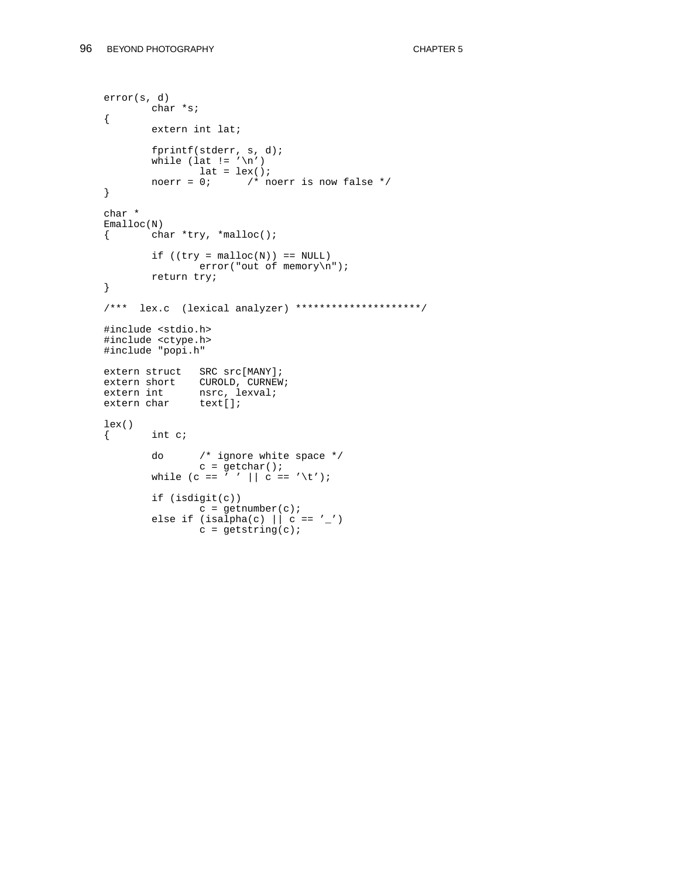```
error(s, d)
        char *s;
{
        extern int lat;

        fprintf(stderr, s, d);
        while (lat != '\n')
                lat = lex();
        noerr = 0;      /* noerr is now false */
}

char *
Emalloc(N)
{       char *try, *malloc();

        if ((try = malloc(N)) == NULL)
                error("out of memory\n");
        return try;
}

/***  lex.c  (lexical analyzer) *********************/

#include <stdio.h>
#include <ctype.h>
#include "popi.h"

extern struct   SRC src[MANY];
extern short    CUROLD, CURNEW;
extern int      nsrc, lexval;
extern char     text[];

lex()
{       int c;

        do      /* ignore white space */
                c = getchar();
        while (c == ' ' || c == '\t');

        if (isdigit(c))
                c = getnumber(c);
        else if (isalpha(c) || c == '_')
                c = getstring(c);
```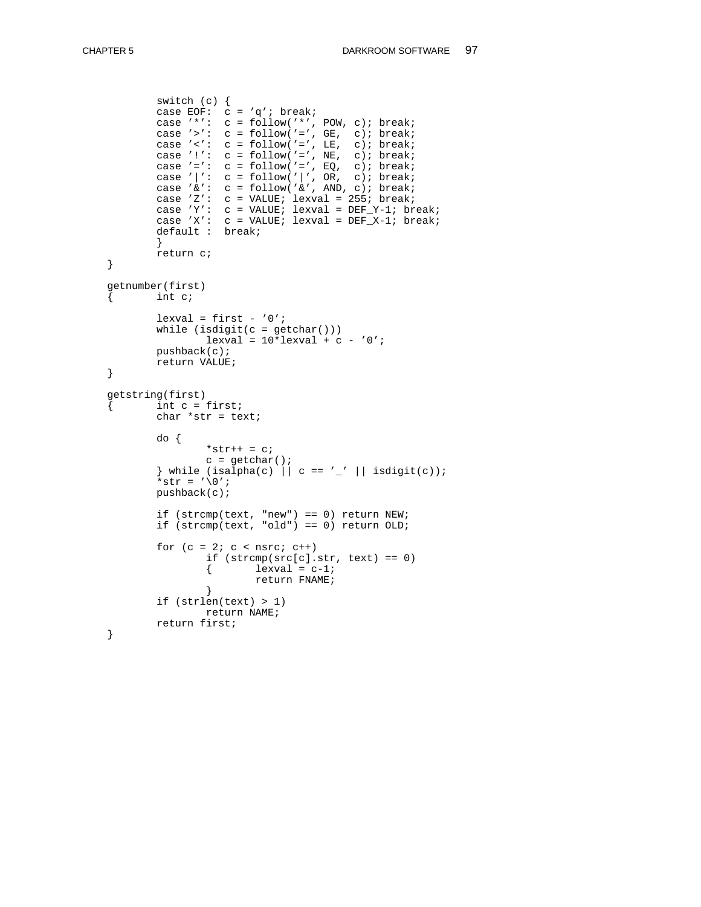```
        switch (c) {
        case EOF:  c = 'q'; break;
        case '*':  c = follow('*', POW, c); break;
        case '>':  c = follow('=', GE,  c); break;
        case '<':  c = follow('=', LE,  c); break;
        case '!':  c = follow('=', NE,  c); break;
        case '=':  c = follow('=', EQ,  c); break;
        case '|':  c = follow('|', OR,  c); break;
        case '&':  c = follow('&', AND, c); break;
        case 'Z':  c = VALUE; lexval = 255; break;
        case 'Y':  c = VALUE; lexval = DEF_Y-1; break;
        case 'X':  c = VALUE; lexval = DEF_X-1; break;
        default :  break;
        }
        return c;
}

getnumber(first)
{       int c;

        lexval = first - '0';
        while (isdigit(c = getchar()))
                lexval = 10*lexval + c - '0';
        pushback(c);
        return VALUE;
}

getstring(first)
{       int c = first;
        char *str = text;

        do {
                *str++ = c;
                c = getchar();
        } while (isalpha(c) || c == '_' || isdigit(c));
        *str = '\0';
        pushback(c);

        if (strcmp(text, "new") == 0) return NEW;
        if (strcmp(text, "old") == 0) return OLD;

        for (c = 2; c < nsrc; c++)
                if (strcmp(src[c].str, text) == 0)
                {       lexval = c-1;
                        return FNAME;
                }
        if (strlen(text) > 1)
                return NAME;
        return first;
}
```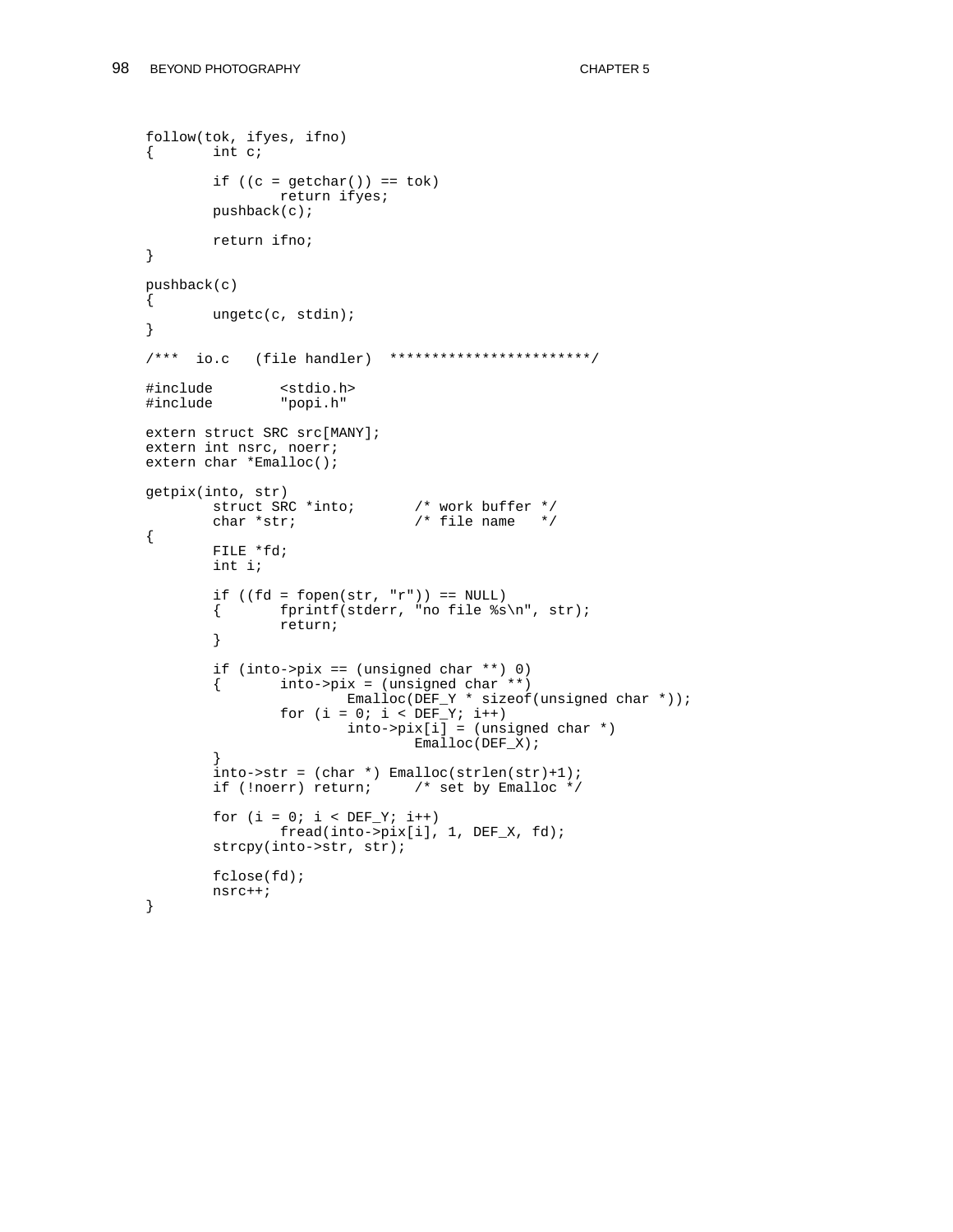```
follow(tok, ifyes, ifno)
{       int c;

        if ((c = getchar()) == tok)
                return ifyes;
        pushback(c);

        return ifno;
}

pushback(c)
{
        ungetc(c, stdin);
}

/***  io.c   (file handler)  ************************/

#include        <stdio.h>
#include        "popi.h"

extern struct SRC src[MANY];
extern int nsrc, noerr;
extern char *Emalloc();

getpix(into, str)
        struct SRC *into;       /* work buffer */
        char *str;              /* file name   */
{
        FILE *fd;
        int i;

        if ((fd = fopen(str, "r")) == NULL)
        {       fprintf(stderr, "no file %s\n", str);
                return;
        }

        if (into->pix == (unsigned char **) 0)
        {       into->pix = (unsigned char **)
                        Emalloc(DEF_Y * sizeof(unsigned char *));
                for (i = 0; i < DEF_Y; i++)
                        into->pix[i] = (unsigned char *)
                                Emalloc(DEF_X);
        }
        into->str = (char *) Emalloc(strlen(str)+1);
        if (!noerr) return;     /* set by Emalloc */

        for (i = 0; i < DEF_Y; i++)
                fread(into->pix[i], 1, DEF_X, fd);
        strcpy(into->str, str);

        fclose(fd);
        nsrc++;
}
```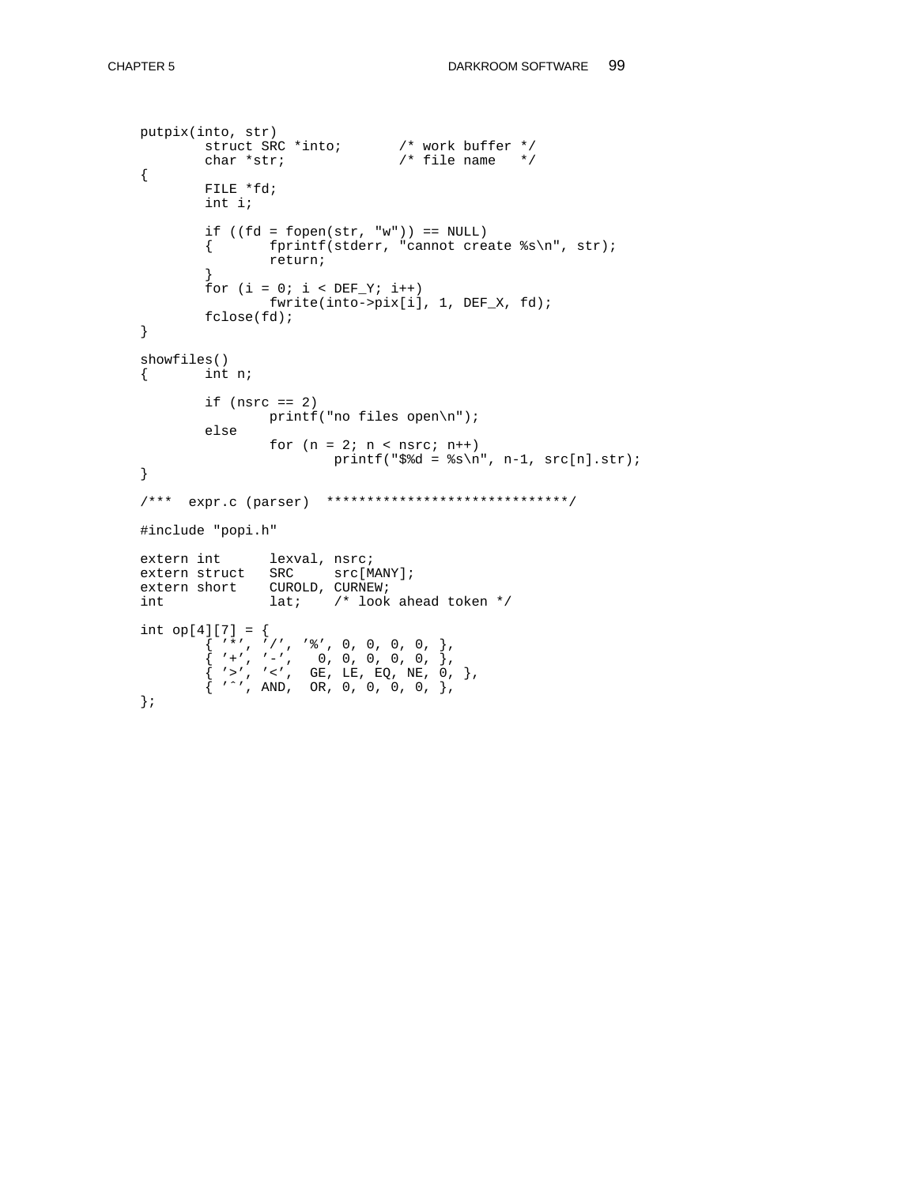```
putpix(into, str)
	struct SRC *into;	/* work buffer */
	char *str;		/* file name   */
{
	FILE *fd;
	int i;

	if ((fd = fopen(str, "w")) == NULL)
	{	fprintf(stderr, "cannot create %s\n", str);
		return;
	}
	for (i = 0; i < DEF_Y; i++)
		fwrite(into->pix[i], 1, DEF_X, fd);
	fclose(fd);
}

showfiles()
{	int n;

	if (nsrc == 2)
		printf("no files open\n");
	else
		for (n = 2; n < nsrc; n++)
			printf("$%d = %s\n", n-1, src[n].str);
}

/***  expr.c (parser)  ******************************/

#include "popi.h"

extern int	lexval, nsrc;
extern struct	SRC	src[MANY];
extern short	CUROLD, CURNEW;
int		lat;	/* look ahead token */

int op[4][7] = {
	{ '*', '/', '%', 0, 0, 0, 0, },
	{ '+', '-',   0, 0, 0, 0, 0, },
	{ '>', '<',  GE, LE, EQ, NE, 0, },
	{ '^', AND,  OR, 0, 0, 0, 0, },
};
```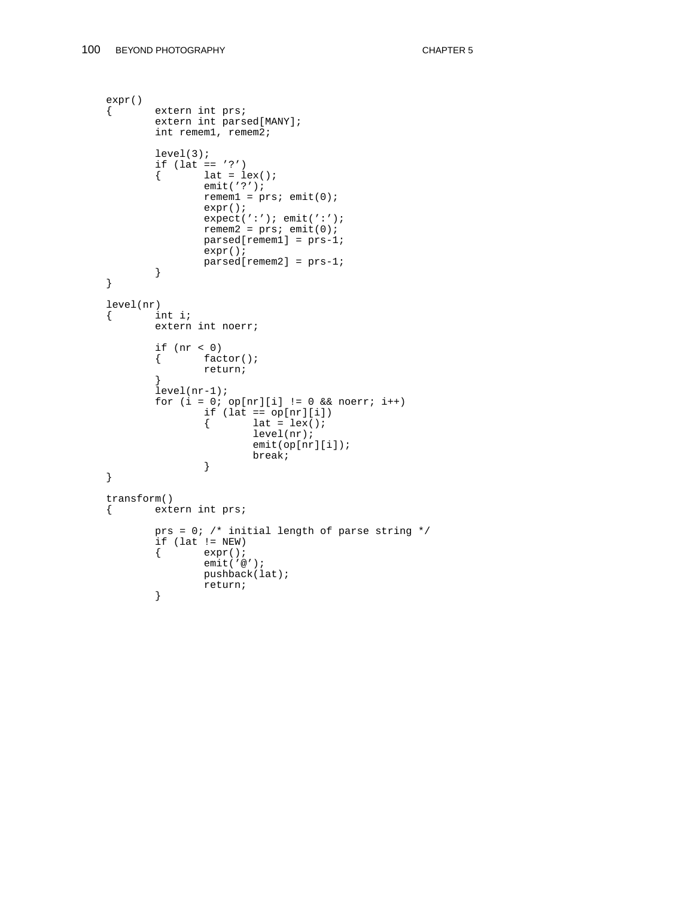```
expr()
{       extern int prs;
        extern int parsed[MANY];
        int remem1, remem2;

        level(3);
        if (lat == '?')
        {       lat = lex();
                emit('?');
                remem1 = prs; emit(0);
                expr();
                expect(':'); emit(':');
                remem2 = prs; emit(0);
                parsed[remem1] = prs-1;
                expr();
                parsed[remem2] = prs-1;
        }
}

level(nr)
{       int i;
        extern int noerr;

        if (nr < 0)
        {       factor();
                return;
        }
        level(nr-1);
        for (i = 0; op[nr][i] != 0 && noerr; i++)
                if (lat == op[nr][i])
                {       lat = lex();
                        level(nr);
                        emit(op[nr][i]);
                        break;
                }
}

transform()
{       extern int prs;

        prs = 0; /* initial length of parse string */
        if (lat != NEW)
        {       expr();
                emit('@');
                pushback(lat);
                return;
        }
```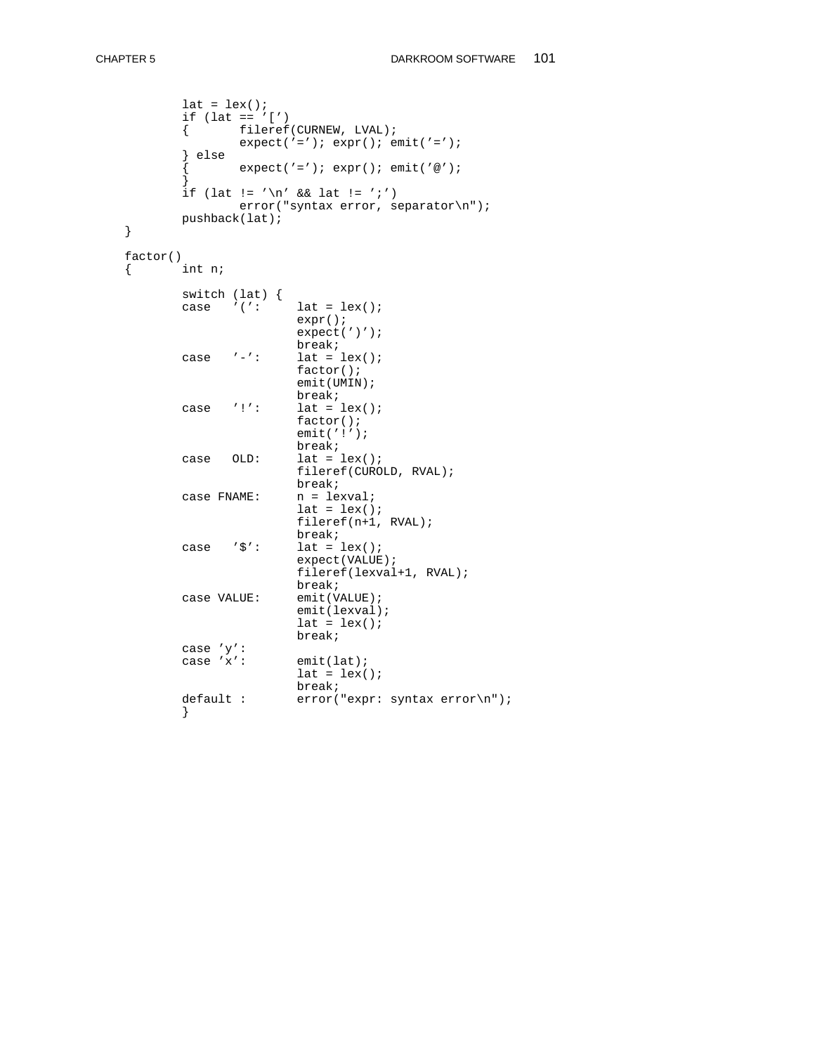```
	lat = lex();
	if (lat == '[')
	{	fileref(CURNEW, LVAL);
		expect('='); expr(); emit('=');
	} else
	{	expect('='); expr(); emit('@');
	}
	if (lat != '\n' && lat != ';')
		error("syntax error, separator\n");
	pushback(lat);
}

factor()
{	int n;

	switch (lat) {
	case   '(':	lat = lex();
			expr();
			expect(')');
			break;
	case   '-':	lat = lex();
			factor();
			emit(UMIN);
			break;
	case   '!':	lat = lex();
			factor();
			emit('!');
			break;
	case   OLD:	lat = lex();
			fileref(CUROLD, RVAL);
			break;
	case FNAME:	n = lexval;
			lat = lex();
			fileref(n+1, RVAL);
			break;
	case   '$':	lat = lex();
			expect(VALUE);
			fileref(lexval+1, RVAL);
			break;
	case VALUE:	emit(VALUE);
			emit(lexval);
			lat = lex();
			break;
	case 'y':
	case 'x':	emit(lat);
			lat = lex();
			break;
	default :	error("expr: syntax error\n");
	}
```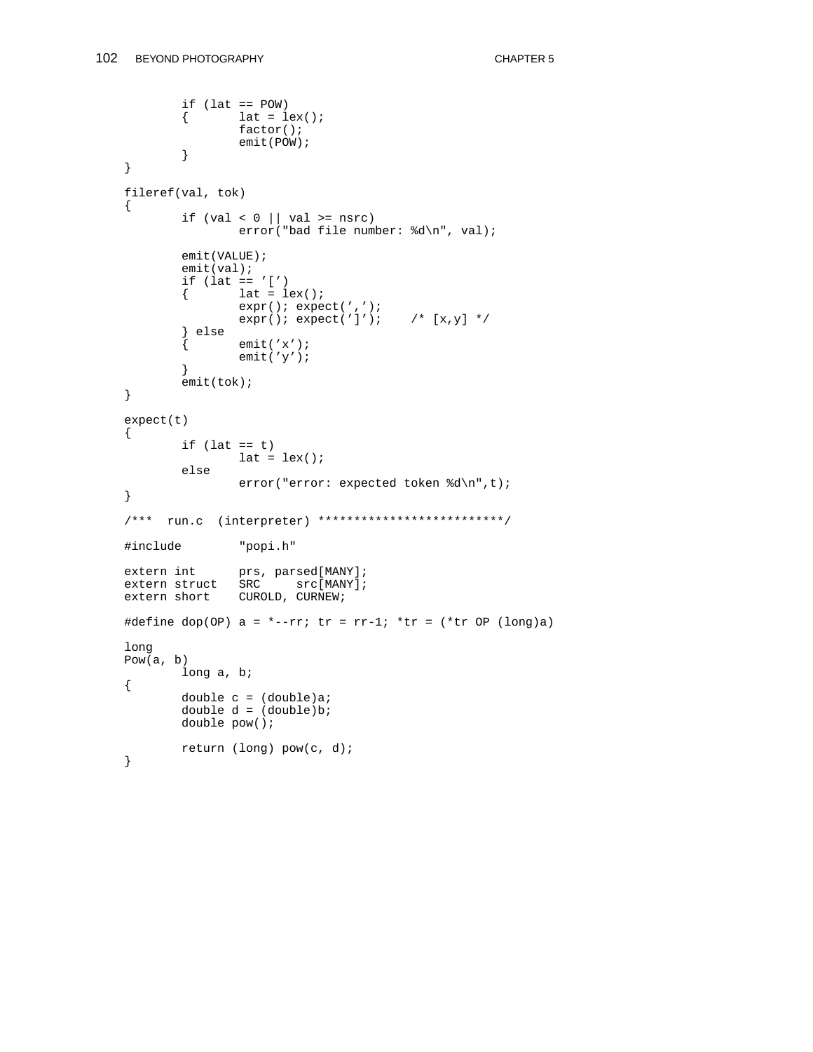```
	if (lat == POW)
	{	lat = lex();
		factor();
		emit(POW);
	}
}

fileref(val, tok)
{
	if (val < 0 || val >= nsrc)
		error("bad file number: %d\n", val);

	emit(VALUE);
	emit(val);
	if (lat == '[')
	{	lat = lex();
		expr(); expect(',');
		expr(); expect(']');	/* [x,y] */
	} else
	{	emit('x');
		emit('y');
	}
	emit(tok);
}

expect(t)
{
	if (lat == t)
		lat = lex();
	else
		error("error: expected token %d\n",t);
}

/***  run.c  (interpreter) **************************/

#include	"popi.h"

extern int	prs, parsed[MANY];
extern struct	SRC	src[MANY];
extern short	CUROLD, CURNEW;

#define dop(OP) a = *--rr; tr = rr-1; *tr = (*tr OP (long)a)

long
Pow(a, b)
	long a, b;
{
	double c = (double)a;
	double d = (double)b;
	double pow();

	return (long) pow(c, d);
}
```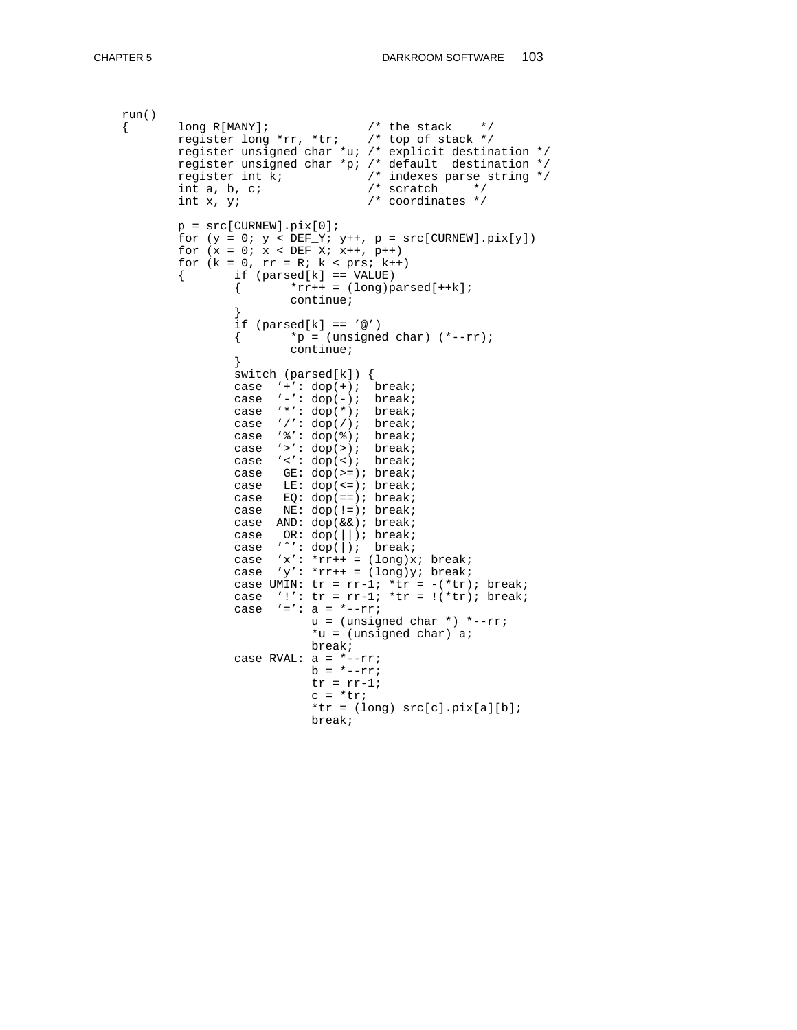```
run()
{       long R[MANY];              /* the stack    */
        register long *rr, *tr;    /* top of stack */
        register unsigned char *u; /* explicit destination */
        register unsigned char *p; /* default  destination */
        register int k;            /* indexes parse string */
        int a, b, c;               /* scratch     */
        int x, y;                  /* coordinates */

        p = src[CURNEW].pix[0];
        for (y = 0; y < DEF_Y; y++, p = src[CURNEW].pix[y])
        for (x = 0; x < DEF_X; x++, p++)
        for (k = 0, rr = R; k < prs; k++)
        {       if (parsed[k] == VALUE)
                {       *rr++ = (long)parsed[++k];
                        continue;
                }
                if (parsed[k] == '@')
                {       *p = (unsigned char) (*--rr);
                        continue;
                }
                switch (parsed[k]) {
                case  '+': dop(+);  break;
                case  '-': dop(-);  break;
                case  '*': dop(*);  break;
                case  '/': dop(/);  break;
                case  '%': dop(%);  break;
                case  '>': dop(>);  break;
                case  '<': dop(<);  break;
                case   GE: dop(>=); break;
                case   LE: dop(<=); break;
                case   EQ: dop(==); break;
                case   NE: dop(!=); break;
                case  AND: dop(&&); break;
                case   OR: dop(||); break;
                case  '^': dop(|);  break;
                case  'x': *rr++ = (long)x; break;
                case  'y': *rr++ = (long)y; break;
                case UMIN: tr = rr-1; *tr = -(*tr); break;
                case  '!': tr = rr-1; *tr = !(*tr); break;
                case  '=': a = *--rr;
                           u = (unsigned char *) *--rr;
                           *u = (unsigned char) a;
                           break;
                case RVAL: a = *--rr;
                           b = *--rr;
                           tr = rr-1;
                           c = *tr;
                           *tr = (long) src[c].pix[a][b];
                           break;
```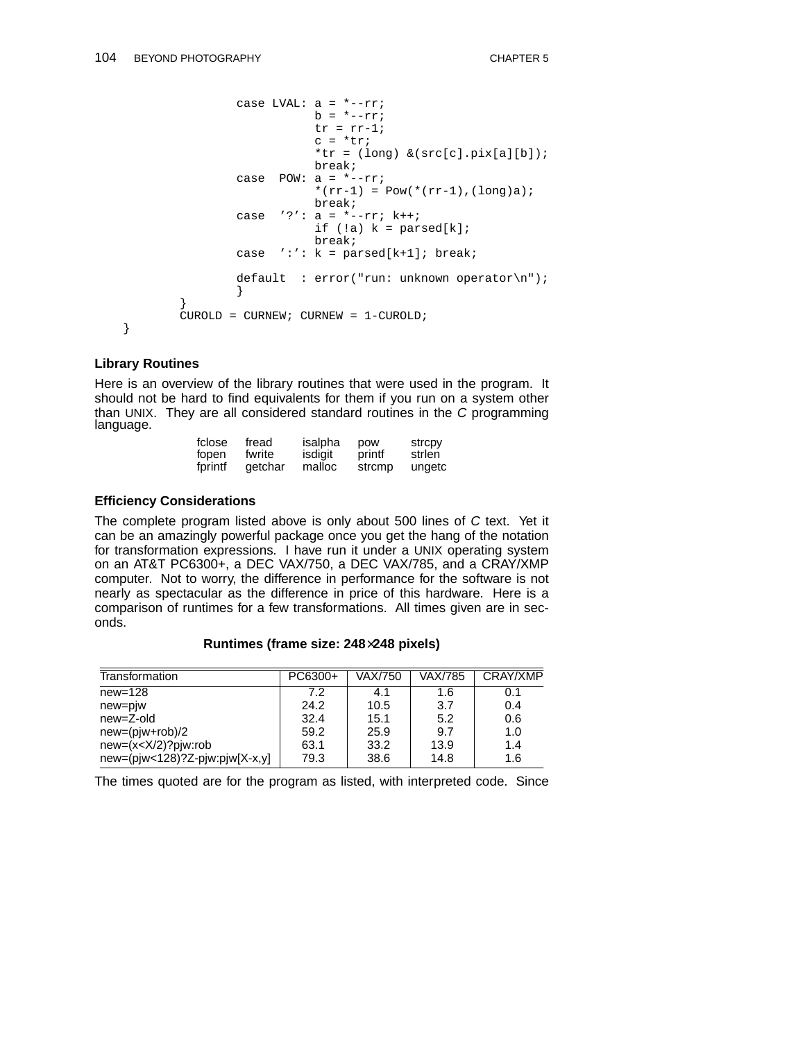```
                case LVAL: a = *--rr;
                           b = *--rr;
                           tr = rr-1;
                           c = *tr;
                           *tr = (long) &(src[c].pix[a][b]);
                           break;
                case  POW: a = *--rr;
                           *(rr-1) = Pow(*(rr-1),(long)a);
                           break;
                case  '?': a = *--rr; k++;
                           if (!a) k = parsed[k];
                           break;
                case  ':': k = parsed[k+1]; break;

                default  : error("run: unknown operator\n");
                }
        }
        CUROLD = CURNEW; CURNEW = 1-CUROLD;
}
```

### Library Routines

Here is an overview of the library routines that were used in the program. It should not be hard to find equivalents for them if you run on a system other than UNIX. They are all considered standard routines in the *C* programming language.

| | | | | |
|---|---|---|---|---|
| fclose | fread | isalpha | pow | strcpy |
| fopen | fwrite | isdigit | printf | strlen |
| fprintf | getchar | malloc | strcmp | ungetc |

### Efficiency Considerations

The complete program listed above is only about 500 lines of *C* text. Yet it can be an amazingly powerful package once you get the hang of the notation for transformation expressions. I have run it under a UNIX operating system on an AT&T PC6300+, a DEC VAX/750, a DEC VAX/785, and a CRAY/XMP computer. Not to worry, the difference in performance for the software is not nearly as spectacular as the difference in price of this hardware. Here is a comparison of runtimes for a few transformations. All times given are in seconds.

**Runtimes (frame size: 248×248 pixels)**

| Transformation | PC6300+ | VAX/750 | VAX/785 | CRAY/XMP |
|---|---|---|---|---|
| new=128 | 7.2 | 4.1 | 1.6 | 0.1 |
| new=pjw | 24.2 | 10.5 | 3.7 | 0.4 |
| new=Z-old | 32.4 | 15.1 | 5.2 | 0.6 |
| new=(pjw+rob)/2 | 59.2 | 25.9 | 9.7 | 1.0 |
| new=(x<X/2)?pjw:rob | 63.1 | 33.2 | 13.9 | 1.4 |
| new=(pjw<128)?Z-pjw:pjw[X-x,y] | 79.3 | 38.6 | 14.8 | 1.6 |

The times quoted are for the program as listed, with interpreted code. Since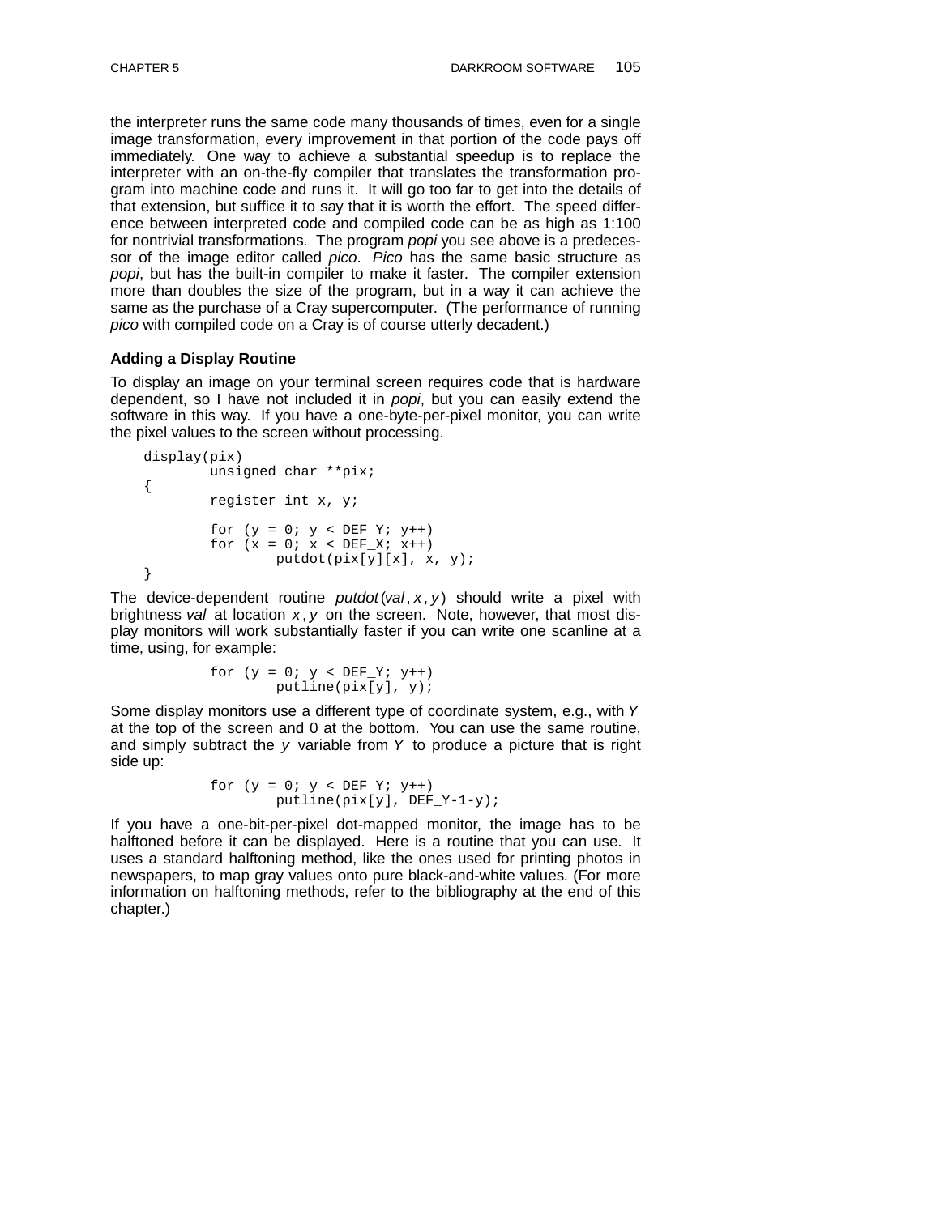the interpreter runs the same code many thousands of times, even for a single image transformation, every improvement in that portion of the code pays off immediately. One way to achieve a substantial speedup is to replace the interpreter with an on-the-fly compiler that translates the transformation program into machine code and runs it. It will go too far to get into the details of that extension, but suffice it to say that it is worth the effort. The speed difference between interpreted code and compiled code can be as high as 1:100 for nontrivial transformations. The program *popi* you see above is a predecessor of the image editor called *pico*. *Pico* has the same basic structure as *popi*, but has the built-in compiler to make it faster. The compiler extension more than doubles the size of the program, but in a way it can achieve the same as the purchase of a Cray supercomputer. (The performance of running *pico* with compiled code on a Cray is of course utterly decadent.)

### Adding a Display Routine

To display an image on your terminal screen requires code that is hardware dependent, so I have not included it in *popi*, but you can easily extend the software in this way. If you have a one-byte-per-pixel monitor, you can write the pixel values to the screen without processing.

```
display(pix)
        unsigned char **pix;
{
        register int x, y;

        for (y = 0; y < DEF_Y; y++)
        for (x = 0; x < DEF_X; x++)
                putdot(pix[y][x], x, y);
}
```

The device-dependent routine *putdot*(*val*, *x*, *y*) should write a pixel with brightness *val* at location *x*, *y* on the screen. Note, however, that most display monitors will work substantially faster if you can write one scanline at a time, using, for example:

```
        for (y = 0; y < DEF_Y; y++)
                putline(pix[y], y);
```

Some display monitors use a different type of coordinate system, e.g., with *Y* at the top of the screen and 0 at the bottom. You can use the same routine, and simply subtract the *y* variable from *Y* to produce a picture that is right side up:

```
        for (y = 0; y < DEF_Y; y++)
                putline(pix[y], DEF_Y-1-y);
```

If you have a one-bit-per-pixel dot-mapped monitor, the image has to be halftoned before it can be displayed. Here is a routine that you can use. It uses a standard halftoning method, like the ones used for printing photos in newspapers, to map gray values onto pure black-and-white values. (For more information on halftoning methods, refer to the bibliography at the end of this chapter.)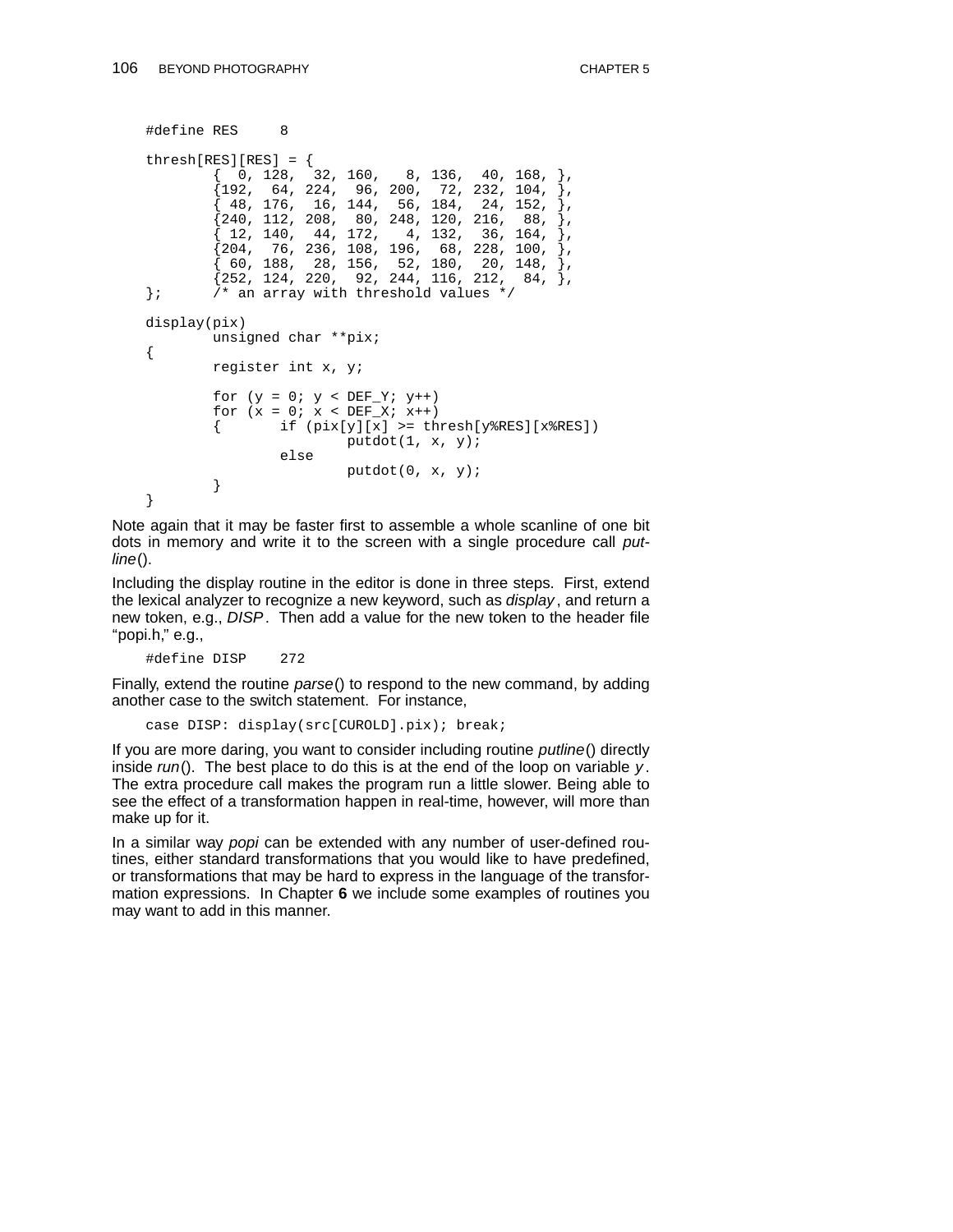```
#define RES     8

thresh[RES][RES] = {
        {  0, 128,  32, 160,   8, 136,  40, 168, },
        {192,  64, 224,  96, 200,  72, 232, 104, },
        { 48, 176,  16, 144,  56, 184,  24, 152, },
        {240, 112, 208,  80, 248, 120, 216,  88, },
        { 12, 140,  44, 172,   4, 132,  36, 164, },
        {204,  76, 236, 108, 196,  68, 228, 100, },
        { 60, 188,  28, 156,  52, 180,  20, 148, },
        {252, 124, 220,  92, 244, 116, 212,  84, },
};      /* an array with threshold values */

display(pix)
        unsigned char **pix;
{
        register int x, y;

        for (y = 0; y < DEF_Y; y++)
        for (x = 0; x < DEF_X; x++)
        {       if (pix[y][x] >= thresh[y%RES][x%RES])
                        putdot(1, x, y);
                else
                        putdot(0, x, y);
        }
}
```

Note again that it may be faster first to assemble a whole scanline of one bit dots in memory and write it to the screen with a single procedure call *putline*().

Including the display routine in the editor is done in three steps. First, extend the lexical analyzer to recognize a new keyword, such as *display*, and return a new token, e.g., *DISP*. Then add a value for the new token to the header file "popi.h," e.g.,

```
#define DISP    272
```

Finally, extend the routine *parse*() to respond to the new command, by adding another case to the switch statement. For instance,

```
case DISP: display(src[CUROLD].pix); break;
```

If you are more daring, you want to consider including routine *putline*() directly inside *run*(). The best place to do this is at the end of the loop on variable *y*. The extra procedure call makes the program run a little slower. Being able to see the effect of a transformation happen in real-time, however, will more than make up for it.

In a similar way *popi* can be extended with any number of user-defined routines, either standard transformations that you would like to have predefined, or transformations that may be hard to express in the language of the transformation expressions. In Chapter **6** we include some examples of routines you may want to add in this manner.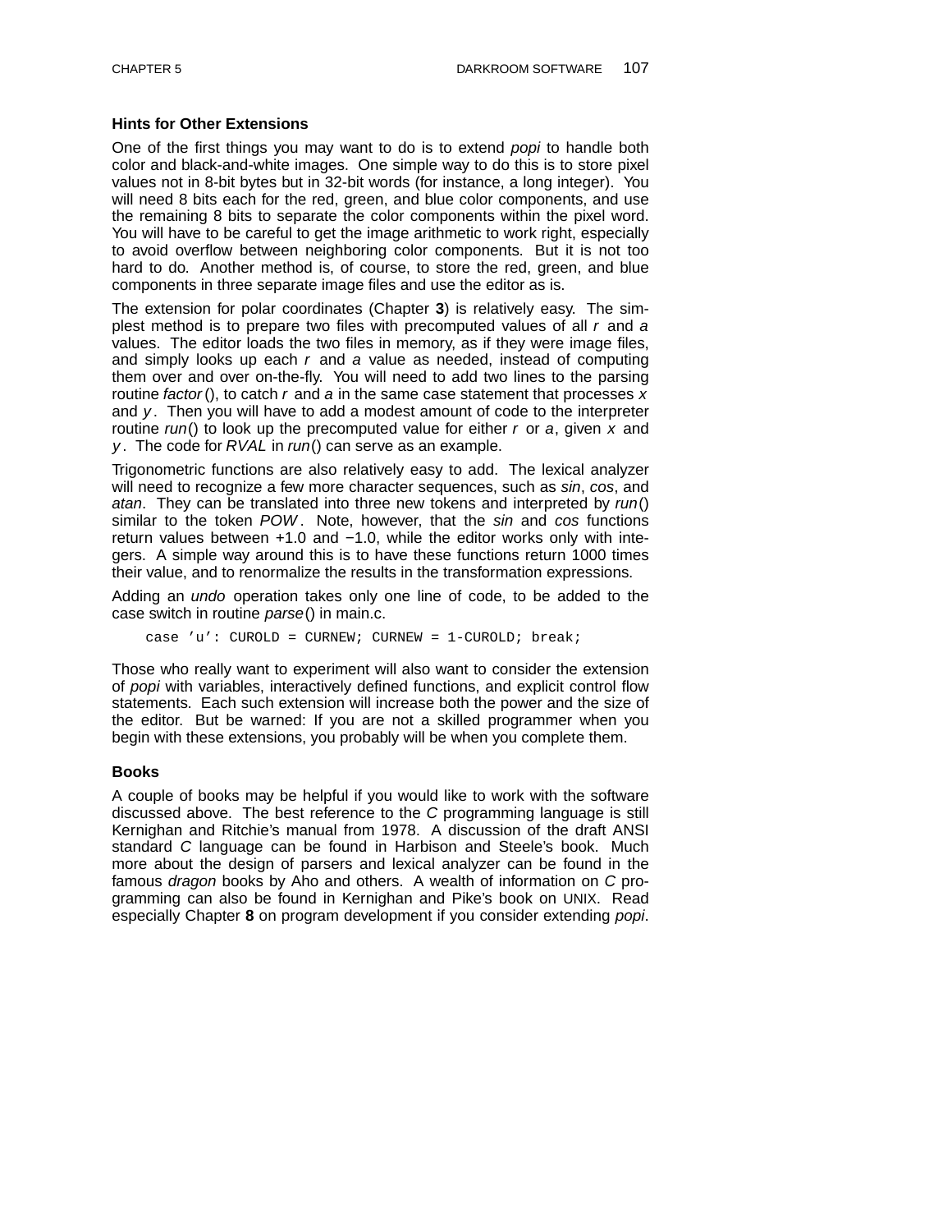### Hints for Other Extensions

One of the first things you may want to do is to extend *popi* to handle both color and black-and-white images. One simple way to do this is to store pixel values not in 8-bit bytes but in 32-bit words (for instance, a long integer). You will need 8 bits each for the red, green, and blue color components, and use the remaining 8 bits to separate the color components within the pixel word. You will have to be careful to get the image arithmetic to work right, especially to avoid overflow between neighboring color components. But it is not too hard to do. Another method is, of course, to store the red, green, and blue components in three separate image files and use the editor as is.

The extension for polar coordinates (Chapter **3**) is relatively easy. The simplest method is to prepare two files with precomputed values of all *r* and *a* values. The editor loads the two files in memory, as if they were image files, and simply looks up each *r* and *a* value as needed, instead of computing them over and over on-the-fly. You will need to add two lines to the parsing routine *factor* (), to catch *r* and *a* in the same case statement that processes *x* and *y*. Then you will have to add a modest amount of code to the interpreter routine *run*() to look up the precomputed value for either *r* or *a*, given *x* and *y*. The code for *RVAL* in *run*() can serve as an example.

Trigonometric functions are also relatively easy to add. The lexical analyzer will need to recognize a few more character sequences, such as *sin*, *cos*, and *atan*. They can be translated into three new tokens and interpreted by *run*() similar to the token *POW*. Note, however, that the *sin* and *cos* functions return values between +1.0 and −1.0, while the editor works only with integers. A simple way around this is to have these functions return 1000 times their value, and to renormalize the results in the transformation expressions.

Adding an *undo* operation takes only one line of code, to be added to the case switch in routine *parse*() in main.c.

```
case 'u': CUROLD = CURNEW; CURNEW = 1-CUROLD; break;
```

Those who really want to experiment will also want to consider the extension of *popi* with variables, interactively defined functions, and explicit control flow statements. Each such extension will increase both the power and the size of the editor. But be warned: If you are not a skilled programmer when you begin with these extensions, you probably will be when you complete them.

### Books

A couple of books may be helpful if you would like to work with the software discussed above. The best reference to the *C* programming language is still Kernighan and Ritchie's manual from 1978. A discussion of the draft ANSI standard *C* language can be found in Harbison and Steele's book. Much more about the design of parsers and lexical analyzer can be found in the famous *dragon* books by Aho and others. A wealth of information on *C* programming can also be found in Kernighan and Pike's book on UNIX. Read especially Chapter **8** on program development if you consider extending *popi*.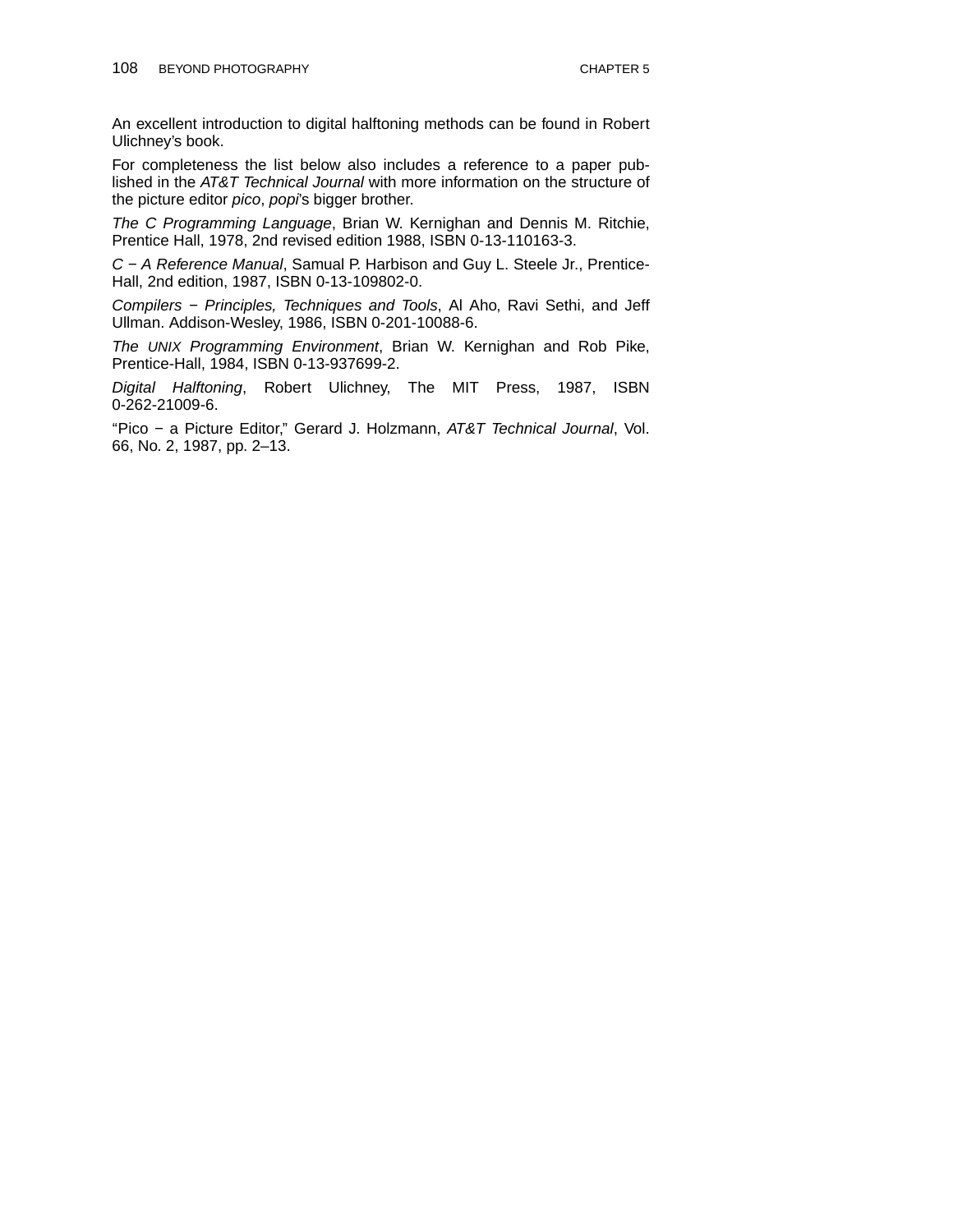An excellent introduction to digital halftoning methods can be found in Robert Ulichney's book.

For completeness the list below also includes a reference to a paper published in the *AT&T Technical Journal* with more information on the structure of the picture editor *pico*, *popi*'s bigger brother.

*The C Programming Language*, Brian W. Kernighan and Dennis M. Ritchie, Prentice Hall, 1978, 2nd revised edition 1988, ISBN 0-13-110163-3.

*C − A Reference Manual*, Samual P. Harbison and Guy L. Steele Jr., Prentice-Hall, 2nd edition, 1987, ISBN 0-13-109802-0.

*Compilers − Principles, Techniques and Tools*, Al Aho, Ravi Sethi, and Jeff Ullman. Addison-Wesley, 1986, ISBN 0-201-10088-6.

*The UNIX Programming Environment*, Brian W. Kernighan and Rob Pike, Prentice-Hall, 1984, ISBN 0-13-937699-2.

*Digital Halftoning*, Robert Ulichney, The MIT Press, 1987, ISBN 0-262-21009-6.

"Pico − a Picture Editor," Gerard J. Holzmann, *AT&T Technical Journal*, Vol. 66, No. 2, 1987, pp. 2–13.